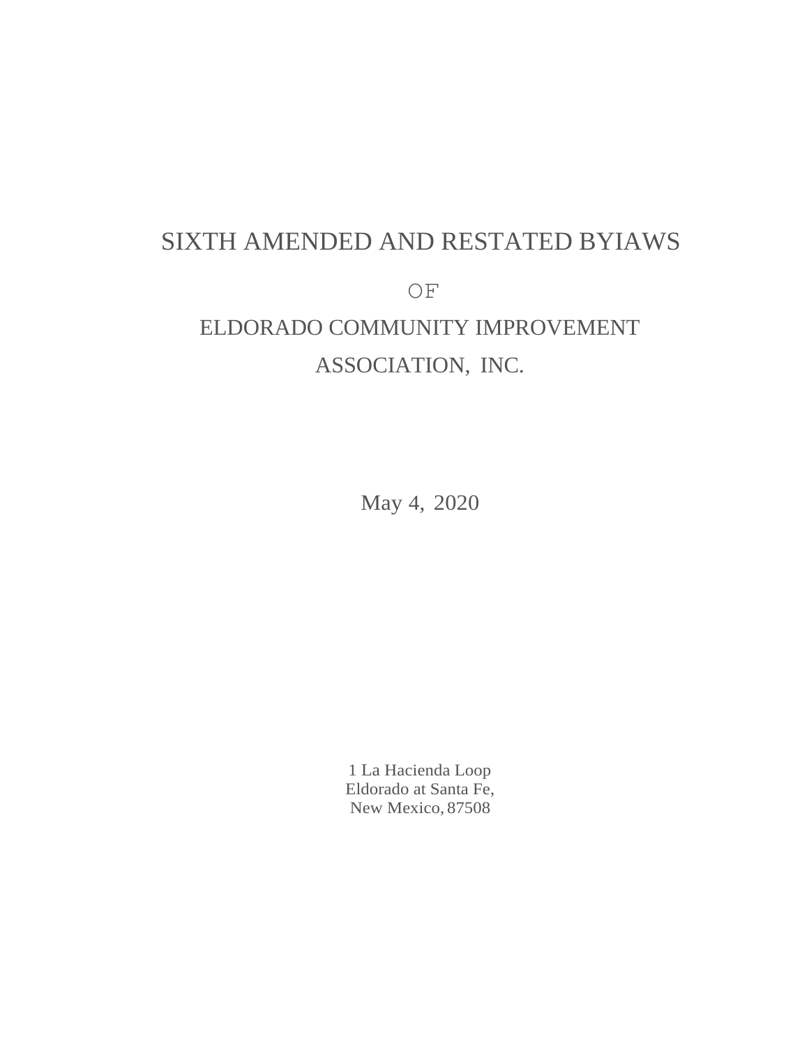# SIXTH AMENDED AND RESTATED BYIAWS

OF

ELDORADO COMMUNITY IMPROVEMENT ASSOCIATION, INC.

May 4, 2020

1 La Hacienda Loop
Eldorado at Santa Fe,
New Mexico, 87508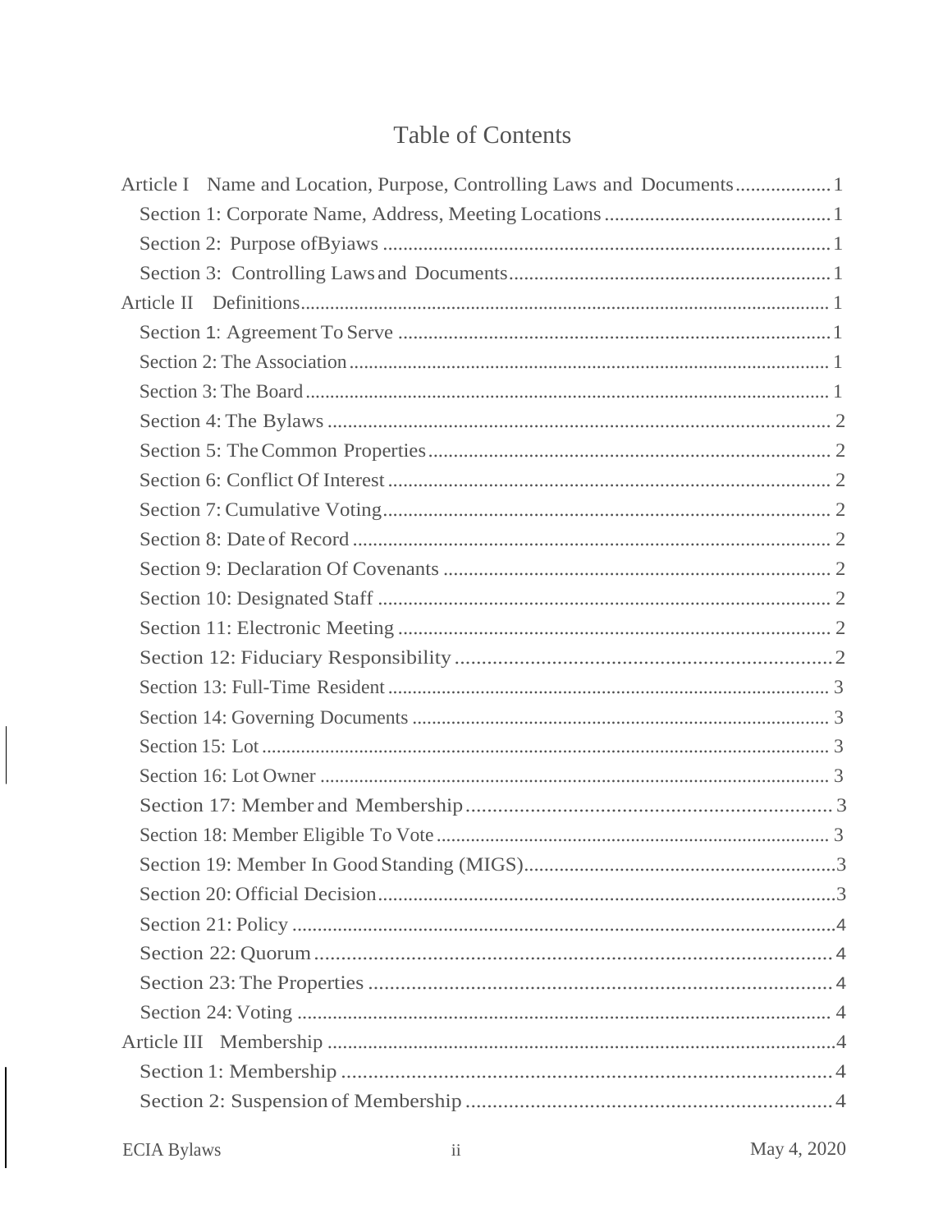# Table of Contents

Article I Name and Location, Purpose, Controlling Laws and Documents .................. 1
- Section 1: Corporate Name, Address, Meeting Locations .................. 1
- Section 2: Purpose ofByiaws .................. 1
- Section 3: Controlling Laws and Documents .................. 1

Article II Definitions .................. 1
- Section 1: Agreement To Serve .................. 1
- Section 2: The Association .................. 1
- Section 3: The Board .................. 1
- Section 4: The Bylaws .................. 2
- Section 5: The Common Properties .................. 2
- Section 6: Conflict Of Interest .................. 2
- Section 7: Cumulative Voting .................. 2
- Section 8: Date of Record .................. 2
- Section 9: Declaration Of Covenants .................. 2
- Section 10: Designated Staff .................. 2
- Section 11: Electronic Meeting .................. 2
- Section 12: Fiduciary Responsibility .................. 2
- Section 13: Full-Time Resident .................. 3
- Section 14: Governing Documents .................. 3
- Section 15: Lot .................. 3
- Section 16: Lot Owner .................. 3
- Section 17: Member and Membership .................. 3
- Section 18: Member Eligible To Vote .................. 3
- Section 19: Member In Good Standing (MIGS) .................. 3
- Section 20: Official Decision .................. 3
- Section 21: Policy .................. 4
- Section 22: Quorum .................. 4
- Section 23: The Properties .................. 4
- Section 24: Voting .................. 4

Article III Membership .................. 4
- Section 1: Membership .................. 4
- Section 2: Suspension of Membership .................. 4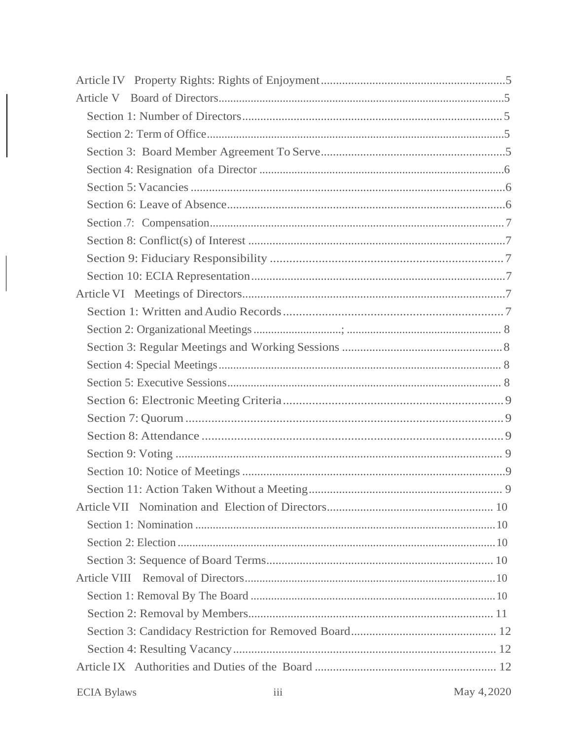Article IV Property Rights: Rights of Enjoyment ............................................................5

Article V Board of Directors ..............................................................................................5

- Section 1: Number of Directors ....................................................................................5
- Section 2: Term of Office ...............................................................................................5
- Section 3: Board Member Agreement To Serve ...........................................................5
- Section 4: Resignation of a Director ..............................................................................6
- Section 5: Vacancies ......................................................................................................6
- Section 6: Leave of Absence ..........................................................................................6
- Section .7: Compensation ..............................................................................................7
- Section 8: Conflict(s) of Interest ....................................................................................7
- Section 9: Fiduciary Responsibility ...............................................................................7
- Section 10: ECIA Representation ..................................................................................7

Article VI Meetings of Directors ..........................................................................................7

- Section 1: Written and Audio Records ...........................................................................7
- Section 2: Organizational Meetings .............................; ................................................ 8
- Section 3: Regular Meetings and Working Sessions .....................................................8
- Section 4: Special Meetings ............................................................................................ 8
- Section 5: Executive Sessions ......................................................................................... 8
- Section 6: Electronic Meeting Criteria ............................................................................9
- Section 7: Quorum ..........................................................................................................9
- Section 8: Attendance .....................................................................................................9
- Section 9: Voting ............................................................................................................. 9
- Section 10: Notice of Meetings .......................................................................................9
- Section 11: Action Taken Without a Meeting .................................................................. 9

Article VII Nomination and Election of Directors ...................................................... 10

- Section 1: Nomination ...................................................................................................10
- Section 2: Election ..........................................................................................................10
- Section 3: Sequence of Board Terms ............................................................................ 10

Article VIII Removal of Directors .......................................................................................10

- Section 1: Removal By The Board .................................................................................10
- Section 2: Removal by Members ................................................................................... 11
- Section 3: Candidacy Restriction for Removed Board ................................................... 12
- Section 4: Resulting Vacancy ......................................................................................... 12

Article IX Authorities and Duties of the Board ............................................................. 12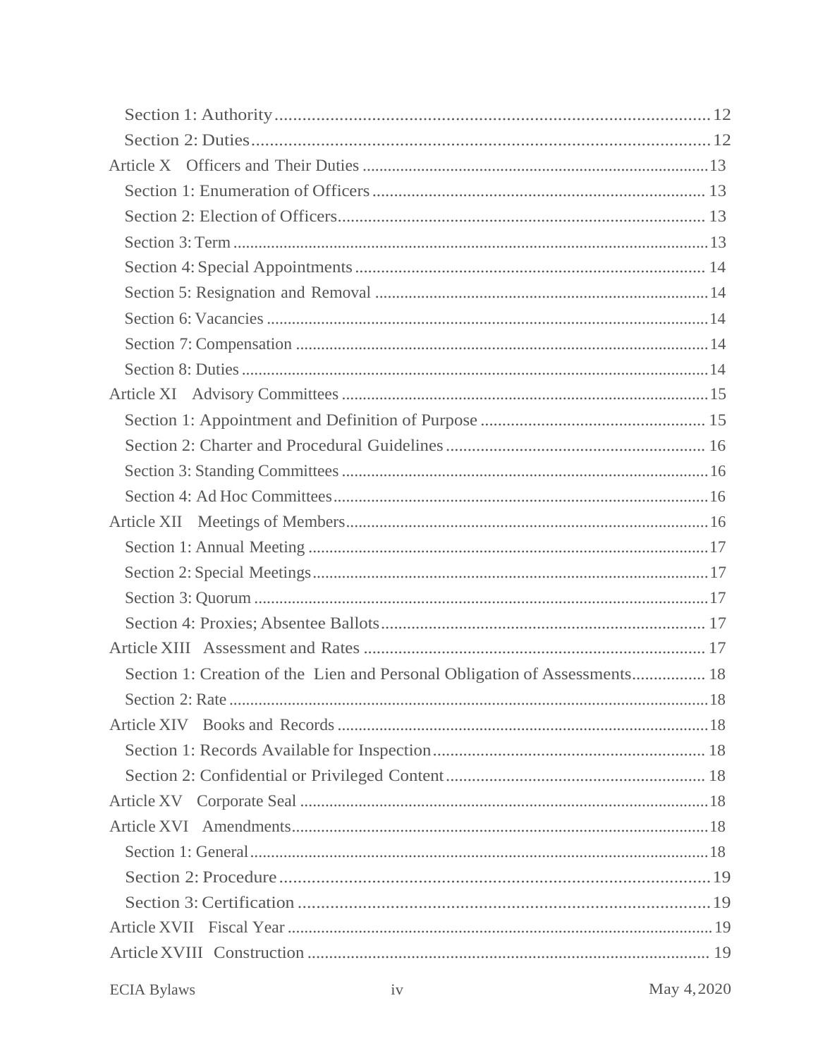Section 1: Authority ..... 12

Section 2: Duties ..... 12

Article X Officers and Their Duties ..... 13

Section 1: Enumeration of Officers ..... 13

Section 2: Election of Officers ..... 13

Section 3: Term ..... 13

Section 4: Special Appointments ..... 14

Section 5: Resignation and Removal ..... 14

Section 6: Vacancies ..... 14

Section 7: Compensation ..... 14

Section 8: Duties ..... 14

Article XI Advisory Committees ..... 15

Section 1: Appointment and Definition of Purpose ..... 15

Section 2: Charter and Procedural Guidelines ..... 16

Section 3: Standing Committees ..... 16

Section 4: Ad Hoc Committees ..... 16

Article XII Meetings of Members ..... 16

Section 1: Annual Meeting ..... 17

Section 2: Special Meetings ..... 17

Section 3: Quorum ..... 17

Section 4: Proxies; Absentee Ballots ..... 17

Article XIII Assessment and Rates ..... 17

Section 1: Creation of the Lien and Personal Obligation of Assessments ..... 18

Section 2: Rate ..... 18

Article XIV Books and Records ..... 18

Section 1: Records Available for Inspection ..... 18

Section 2: Confidential or Privileged Content ..... 18

Article XV Corporate Seal ..... 18

Article XVI Amendments ..... 18

Section 1: General ..... 18

Section 2: Procedure ..... 19

Section 3: Certification ..... 19

Article XVII Fiscal Year ..... 19

Article XVIII Construction ..... 19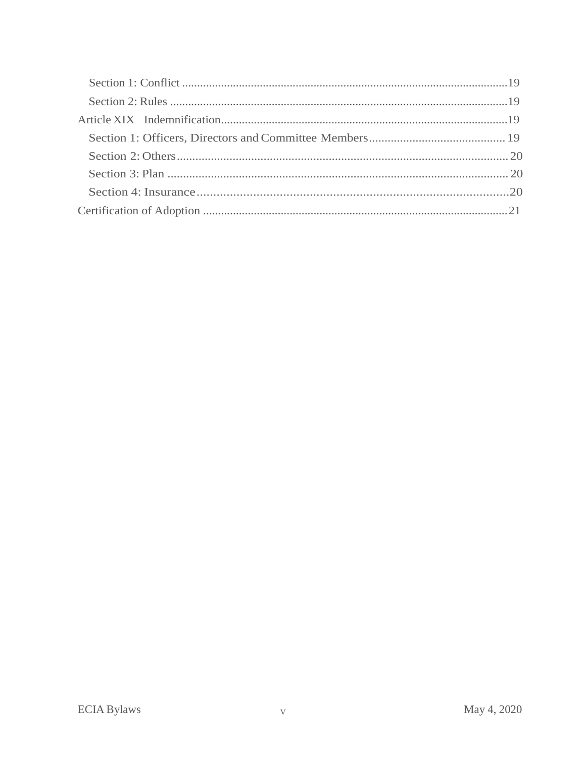Section 1: Conflict ..... 19
Section 2: Rules ..... 19
Article XIX Indemnification ..... 19
Section 1: Officers, Directors and Committee Members ..... 19
Section 2: Others ..... 20
Section 3: Plan ..... 20
Section 4: Insurance ..... 20
Certification of Adoption ..... 21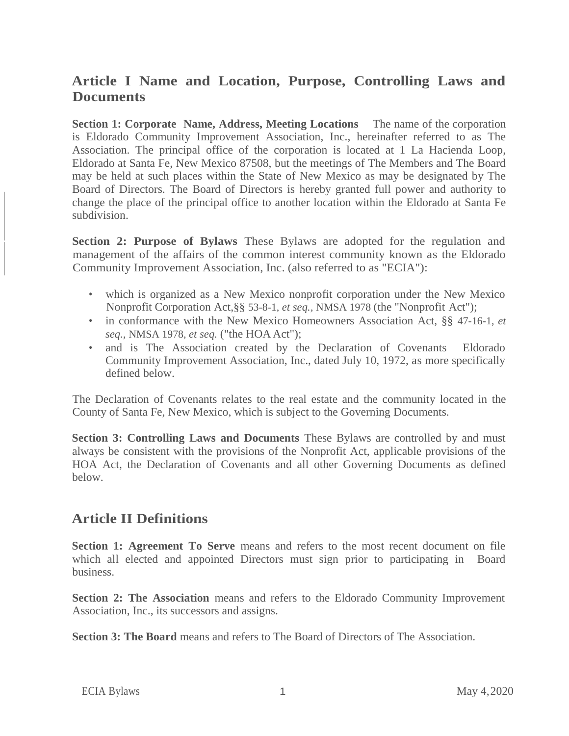## Article I Name and Location, Purpose, Controlling Laws and Documents

**Section 1: Corporate Name, Address, Meeting Locations** The name of the corporation is Eldorado Community Improvement Association, Inc., hereinafter referred to as The Association. The principal office of the corporation is located at 1 La Hacienda Loop, Eldorado at Santa Fe, New Mexico 87508, but the meetings of The Members and The Board may be held at such places within the State of New Mexico as may be designated by The Board of Directors. The Board of Directors is hereby granted full power and authority to change the place of the principal office to another location within the Eldorado at Santa Fe subdivision.

**Section 2: Purpose of Bylaws** These Bylaws are adopted for the regulation and management of the affairs of the common interest community known as the Eldorado Community Improvement Association, Inc. (also referred to as "ECIA"):

- which is organized as a New Mexico nonprofit corporation under the New Mexico Nonprofit Corporation Act,§§ 53-8-1, *et seq.*, NMSA 1978 (the "Nonprofit Act");
- in conformance with the New Mexico Homeowners Association Act, §§ 47-16-1, *et seq.*, NMSA 1978, *et seq.* ("the HOA Act");
- and is The Association created by the Declaration of Covenants Eldorado Community Improvement Association, Inc., dated July 10, 1972, as more specifically defined below.

The Declaration of Covenants relates to the real estate and the community located in the County of Santa Fe, New Mexico, which is subject to the Governing Documents.

**Section 3: Controlling Laws and Documents** These Bylaws are controlled by and must always be consistent with the provisions of the Nonprofit Act, applicable provisions of the HOA Act, the Declaration of Covenants and all other Governing Documents as defined below.

## Article II Definitions

**Section 1: Agreement To Serve** means and refers to the most recent document on file which all elected and appointed Directors must sign prior to participating in Board business.

**Section 2: The Association** means and refers to the Eldorado Community Improvement Association, Inc., its successors and assigns.

**Section 3: The Board** means and refers to The Board of Directors of The Association.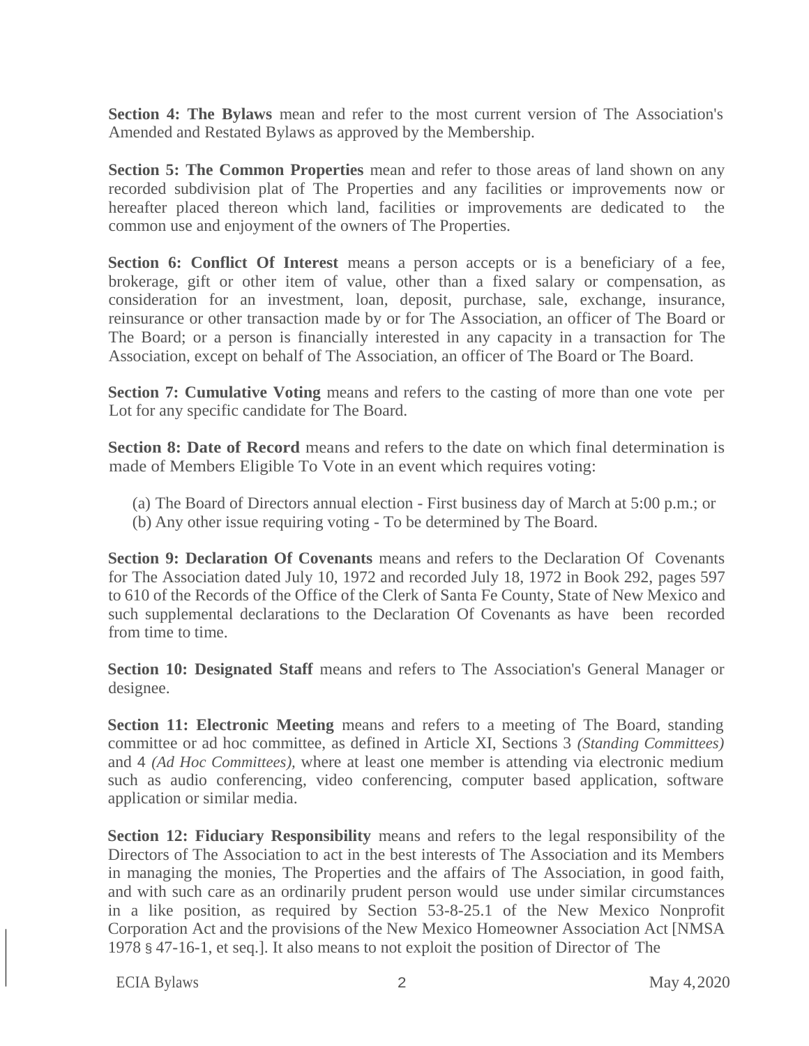**Section 4: The Bylaws** mean and refer to the most current version of The Association's Amended and Restated Bylaws as approved by the Membership.

**Section 5: The Common Properties** mean and refer to those areas of land shown on any recorded subdivision plat of The Properties and any facilities or improvements now or hereafter placed thereon which land, facilities or improvements are dedicated to the common use and enjoyment of the owners of The Properties.

**Section 6: Conflict Of Interest** means a person accepts or is a beneficiary of a fee, brokerage, gift or other item of value, other than a fixed salary or compensation, as consideration for an investment, loan, deposit, purchase, sale, exchange, insurance, reinsurance or other transaction made by or for The Association, an officer of The Board or The Board; or a person is financially interested in any capacity in a transaction for The Association, except on behalf of The Association, an officer of The Board or The Board.

**Section 7: Cumulative Voting** means and refers to the casting of more than one vote per Lot for any specific candidate for The Board.

**Section 8: Date of Record** means and refers to the date on which final determination is made of Members Eligible To Vote in an event which requires voting:

(a) The Board of Directors annual election - First business day of March at 5:00 p.m.; or
(b) Any other issue requiring voting - To be determined by The Board.

**Section 9: Declaration Of Covenants** means and refers to the Declaration Of Covenants for The Association dated July 10, 1972 and recorded July 18, 1972 in Book 292, pages 597 to 610 of the Records of the Office of the Clerk of Santa Fe County, State of New Mexico and such supplemental declarations to the Declaration Of Covenants as have been recorded from time to time.

**Section 10: Designated Staff** means and refers to The Association's General Manager or designee.

**Section 11: Electronic Meeting** means and refers to a meeting of The Board, standing committee or ad hoc committee, as defined in Article XI, Sections 3 *(Standing Committees)* and 4 *(Ad Hoc Committees)*, where at least one member is attending via electronic medium such as audio conferencing, video conferencing, computer based application, software application or similar media.

**Section 12: Fiduciary Responsibility** means and refers to the legal responsibility of the Directors of The Association to act in the best interests of The Association and its Members in managing the monies, The Properties and the affairs of The Association, in good faith, and with such care as an ordinarily prudent person would use under similar circumstances in a like position, as required by Section 53-8-25.1 of the New Mexico Nonprofit Corporation Act and the provisions of the New Mexico Homeowner Association Act [NMSA 1978 § 47-16-1, et seq.]. It also means to not exploit the position of Director of The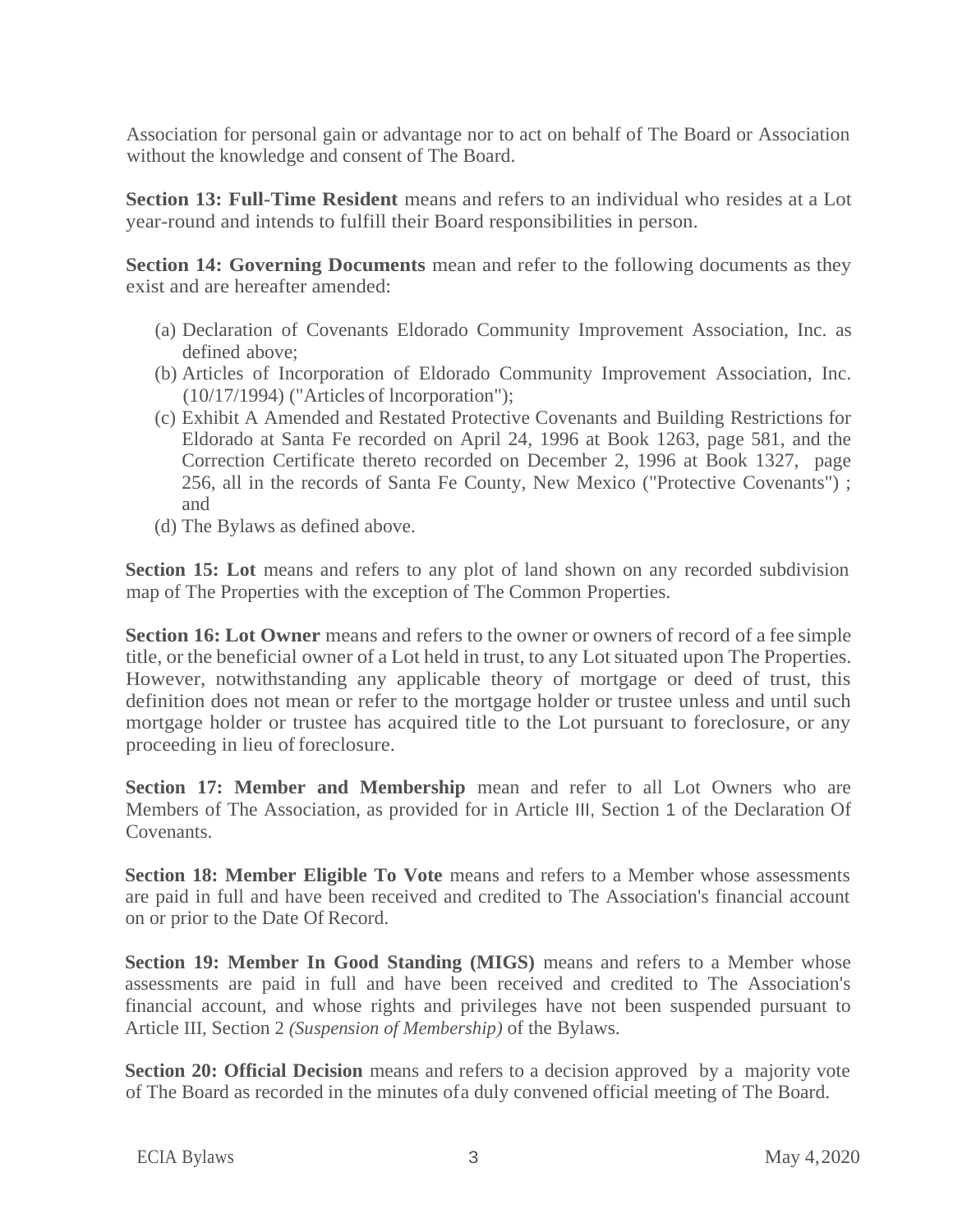Association for personal gain or advantage nor to act on behalf of The Board or Association without the knowledge and consent of The Board.

**Section 13: Full-Time Resident** means and refers to an individual who resides at a Lot year-round and intends to fulfill their Board responsibilities in person.

**Section 14: Governing Documents** mean and refer to the following documents as they exist and are hereafter amended:

(a) Declaration of Covenants Eldorado Community Improvement Association, Inc. as defined above;
(b) Articles of Incorporation of Eldorado Community Improvement Association, Inc. (10/17/1994) ("Articles of lncorporation");
(c) Exhibit A Amended and Restated Protective Covenants and Building Restrictions for Eldorado at Santa Fe recorded on April 24, 1996 at Book 1263, page 581, and the Correction Certificate thereto recorded on December 2, 1996 at Book 1327, page 256, all in the records of Santa Fe County, New Mexico ("Protective Covenants") ; and
(d) The Bylaws as defined above.

**Section 15: Lot** means and refers to any plot of land shown on any recorded subdivision map of The Properties with the exception of The Common Properties.

**Section 16: Lot Owner** means and refers to the owner or owners of record of a fee simple title, or the beneficial owner of a Lot held in trust, to any Lot situated upon The Properties. However, notwithstanding any applicable theory of mortgage or deed of trust, this definition does not mean or refer to the mortgage holder or trustee unless and until such mortgage holder or trustee has acquired title to the Lot pursuant to foreclosure, or any proceeding in lieu of foreclosure.

**Section 17: Member and Membership** mean and refer to all Lot Owners who are Members of The Association, as provided for in Article III, Section 1 of the Declaration Of Covenants.

**Section 18: Member Eligible To Vote** means and refers to a Member whose assessments are paid in full and have been received and credited to The Association's financial account on or prior to the Date Of Record.

**Section 19: Member In Good Standing (MIGS)** means and refers to a Member whose assessments are paid in full and have been received and credited to The Association's financial account, and whose rights and privileges have not been suspended pursuant to Article III, Section 2 *(Suspension of Membership)* of the Bylaws.

**Section 20: Official Decision** means and refers to a decision approved by a majority vote of The Board as recorded in the minutes of a duly convened official meeting of The Board.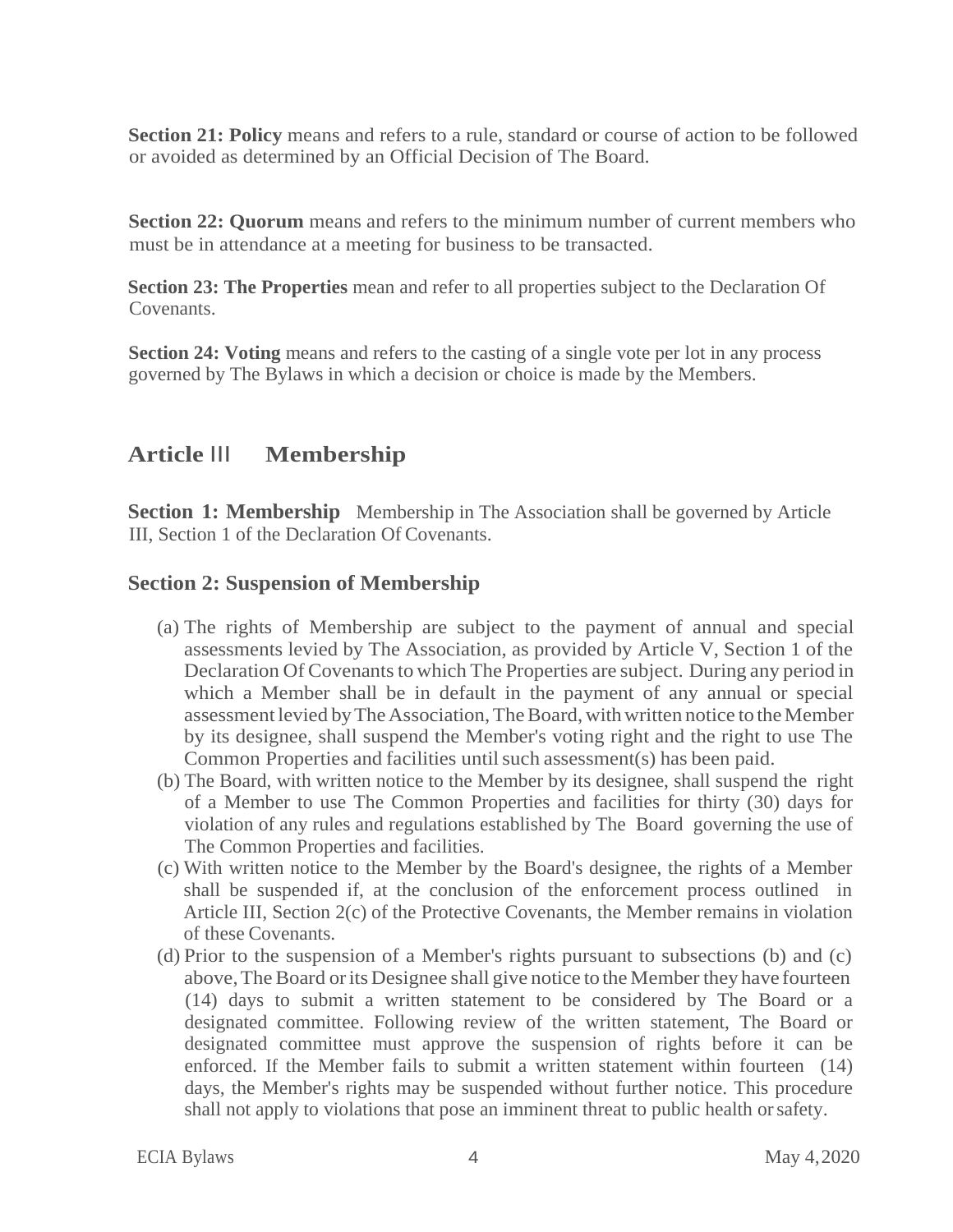**Section 21: Policy** means and refers to a rule, standard or course of action to be followed or avoided as determined by an Official Decision of The Board.

**Section 22: Quorum** means and refers to the minimum number of current members who must be in attendance at a meeting for business to be transacted.

**Section 23: The Properties** mean and refer to all properties subject to the Declaration Of Covenants.

**Section 24: Voting** means and refers to the casting of a single vote per lot in any process governed by The Bylaws in which a decision or choice is made by the Members.

## Article III Membership

**Section 1: Membership** Membership in The Association shall be governed by Article III, Section 1 of the Declaration Of Covenants.

### Section 2: Suspension of Membership

(a) The rights of Membership are subject to the payment of annual and special assessments levied by The Association, as provided by Article V, Section 1 of the Declaration Of Covenants to which The Properties are subject. During any period in which a Member shall be in default in the payment of any annual or special assessment levied by The Association, The Board, with written notice to the Member by its designee, shall suspend the Member's voting right and the right to use The Common Properties and facilities until such assessment(s) has been paid.

(b) The Board, with written notice to the Member by its designee, shall suspend the right of a Member to use The Common Properties and facilities for thirty (30) days for violation of any rules and regulations established by The Board governing the use of The Common Properties and facilities.

(c) With written notice to the Member by the Board's designee, the rights of a Member shall be suspended if, at the conclusion of the enforcement process outlined in Article III, Section 2(c) of the Protective Covenants, the Member remains in violation of these Covenants.

(d) Prior to the suspension of a Member's rights pursuant to subsections (b) and (c) above, The Board or its Designee shall give notice to the Member they have fourteen (14) days to submit a written statement to be considered by The Board or a designated committee. Following review of the written statement, The Board or designated committee must approve the suspension of rights before it can be enforced. If the Member fails to submit a written statement within fourteen (14) days, the Member's rights may be suspended without further notice. This procedure shall not apply to violations that pose an imminent threat to public health or safety.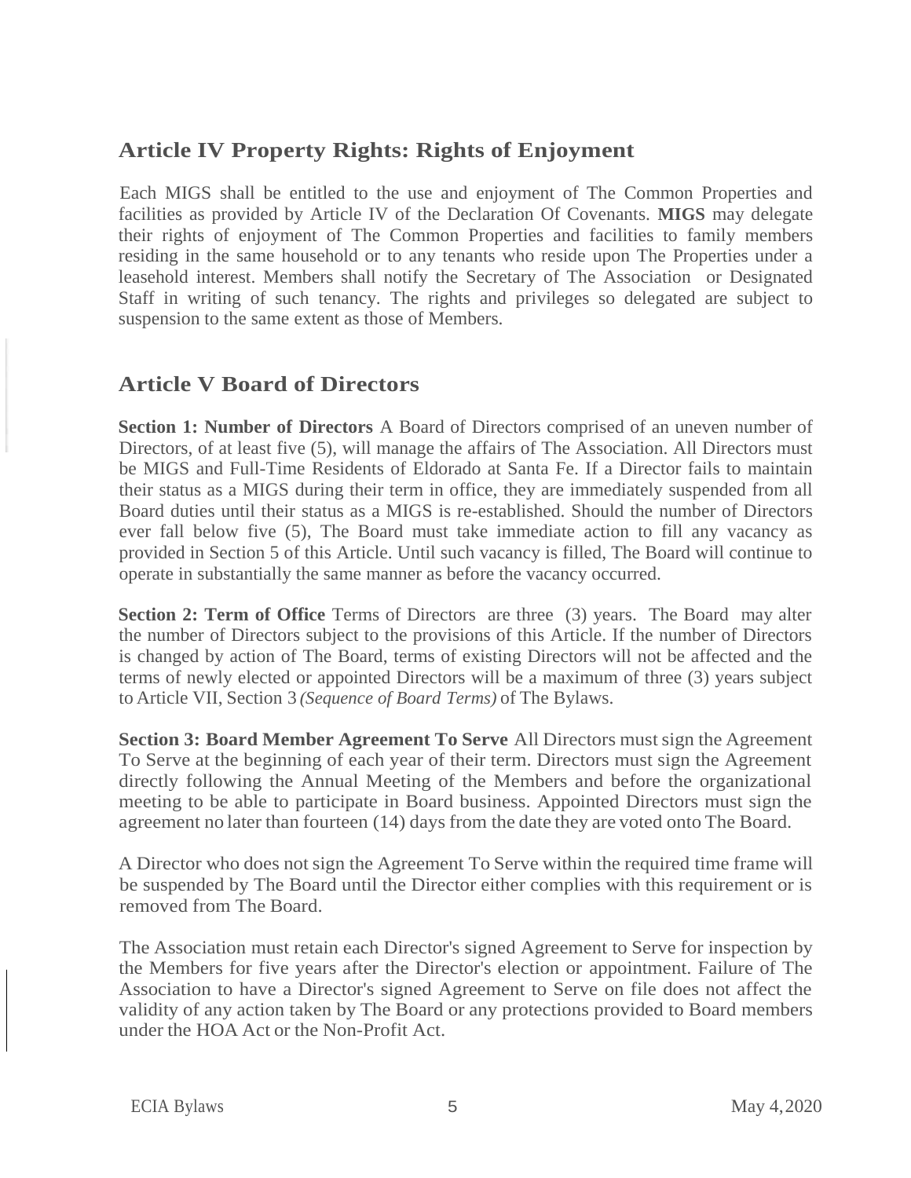## Article IV Property Rights: Rights of Enjoyment

Each MIGS shall be entitled to the use and enjoyment of The Common Properties and facilities as provided by Article IV of the Declaration Of Covenants. **MIGS** may delegate their rights of enjoyment of The Common Properties and facilities to family members residing in the same household or to any tenants who reside upon The Properties under a leasehold interest. Members shall notify the Secretary of The Association or Designated Staff in writing of such tenancy. The rights and privileges so delegated are subject to suspension to the same extent as those of Members.

## Article V Board of Directors

**Section 1: Number of Directors** A Board of Directors comprised of an uneven number of Directors, of at least five (5), will manage the affairs of The Association. All Directors must be MIGS and Full-Time Residents of Eldorado at Santa Fe. If a Director fails to maintain their status as a MIGS during their term in office, they are immediately suspended from all Board duties until their status as a MIGS is re-established. Should the number of Directors ever fall below five (5), The Board must take immediate action to fill any vacancy as provided in Section 5 of this Article. Until such vacancy is filled, The Board will continue to operate in substantially the same manner as before the vacancy occurred.

**Section 2: Term of Office** Terms of Directors are three (3) years. The Board may alter the number of Directors subject to the provisions of this Article. If the number of Directors is changed by action of The Board, terms of existing Directors will not be affected and the terms of newly elected or appointed Directors will be a maximum of three (3) years subject to Article VII, Section 3 *(Sequence of Board Terms)* of The Bylaws.

**Section 3: Board Member Agreement To Serve** All Directors must sign the Agreement To Serve at the beginning of each year of their term. Directors must sign the Agreement directly following the Annual Meeting of the Members and before the organizational meeting to be able to participate in Board business. Appointed Directors must sign the agreement no later than fourteen (14) days from the date they are voted onto The Board.

A Director who does not sign the Agreement To Serve within the required time frame will be suspended by The Board until the Director either complies with this requirement or is removed from The Board.

The Association must retain each Director's signed Agreement to Serve for inspection by the Members for five years after the Director's election or appointment. Failure of The Association to have a Director's signed Agreement to Serve on file does not affect the validity of any action taken by The Board or any protections provided to Board members under the HOA Act or the Non-Profit Act.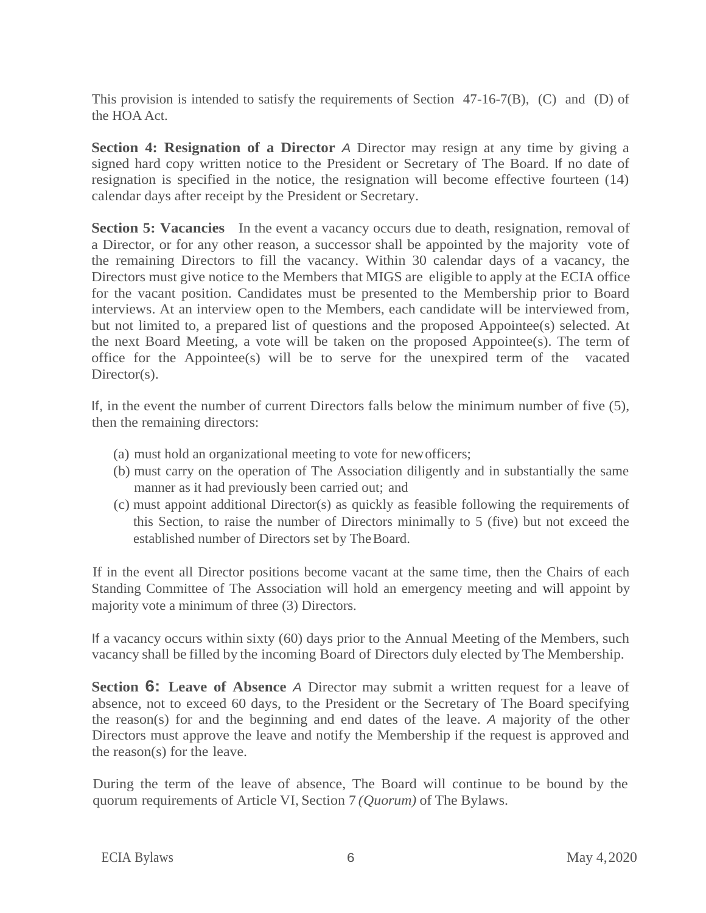This provision is intended to satisfy the requirements of Section 47-16-7(B), (C) and (D) of the HOA Act.

**Section 4: Resignation of a Director** A Director may resign at any time by giving a signed hard copy written notice to the President or Secretary of The Board. If no date of resignation is specified in the notice, the resignation will become effective fourteen (14) calendar days after receipt by the President or Secretary.

**Section 5: Vacancies** In the event a vacancy occurs due to death, resignation, removal of a Director, or for any other reason, a successor shall be appointed by the majority vote of the remaining Directors to fill the vacancy. Within 30 calendar days of a vacancy, the Directors must give notice to the Members that MIGS are eligible to apply at the ECIA office for the vacant position. Candidates must be presented to the Membership prior to Board interviews. At an interview open to the Members, each candidate will be interviewed from, but not limited to, a prepared list of questions and the proposed Appointee(s) selected. At the next Board Meeting, a vote will be taken on the proposed Appointee(s). The term of office for the Appointee(s) will be to serve for the unexpired term of the vacated Director(s).

If, in the event the number of current Directors falls below the minimum number of five (5), then the remaining directors:

(a) must hold an organizational meeting to vote for new officers;
(b) must carry on the operation of The Association diligently and in substantially the same manner as it had previously been carried out; and
(c) must appoint additional Director(s) as quickly as feasible following the requirements of this Section, to raise the number of Directors minimally to 5 (five) but not exceed the established number of Directors set by The Board.

If in the event all Director positions become vacant at the same time, then the Chairs of each Standing Committee of The Association will hold an emergency meeting and will appoint by majority vote a minimum of three (3) Directors.

If a vacancy occurs within sixty (60) days prior to the Annual Meeting of the Members, such vacancy shall be filled by the incoming Board of Directors duly elected by The Membership.

**Section 6: Leave of Absence** A Director may submit a written request for a leave of absence, not to exceed 60 days, to the President or the Secretary of The Board specifying the reason(s) for and the beginning and end dates of the leave. A majority of the other Directors must approve the leave and notify the Membership if the request is approved and the reason(s) for the leave.

During the term of the leave of absence, The Board will continue to be bound by the quorum requirements of Article VI, Section 7 *(Quorum)* of The Bylaws.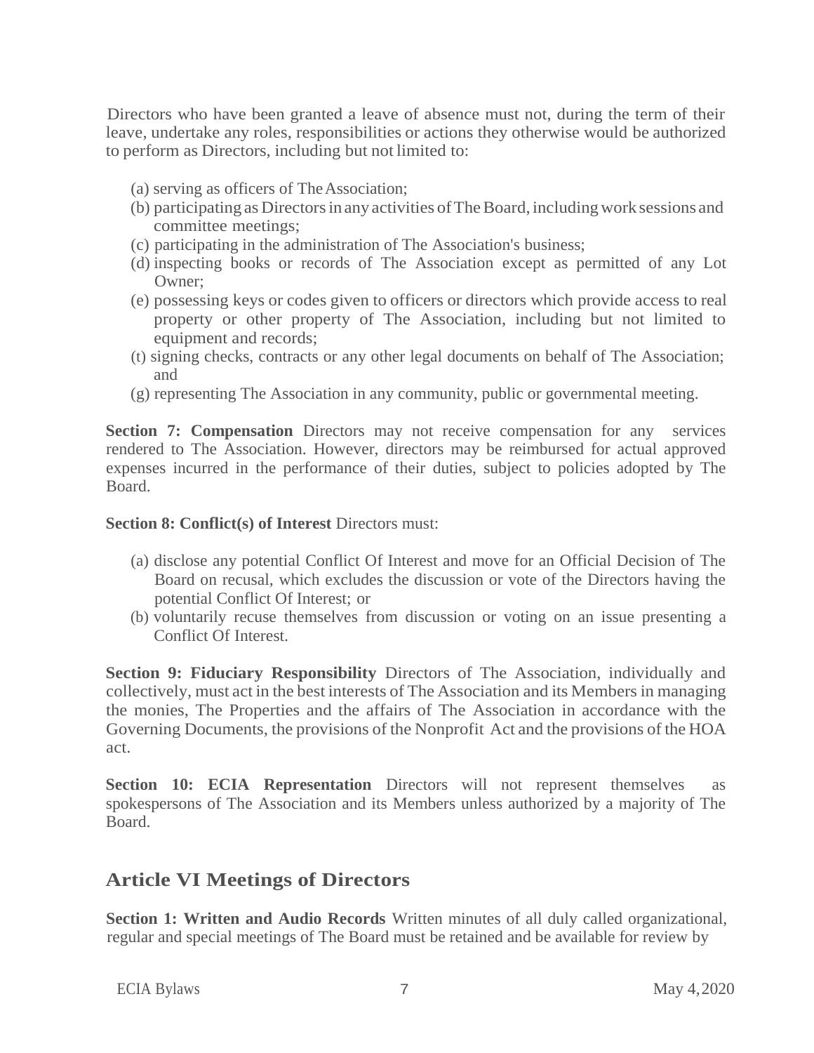Directors who have been granted a leave of absence must not, during the term of their leave, undertake any roles, responsibilities or actions they otherwise would be authorized to perform as Directors, including but not limited to:

(a) serving as officers of The Association;
(b) participating as Directors in any activities of The Board, including work sessions and committee meetings;
(c) participating in the administration of The Association's business;
(d) inspecting books or records of The Association except as permitted of any Lot Owner;
(e) possessing keys or codes given to officers or directors which provide access to real property or other property of The Association, including but not limited to equipment and records;
(t) signing checks, contracts or any other legal documents on behalf of The Association; and
(g) representing The Association in any community, public or governmental meeting.

**Section 7: Compensation** Directors may not receive compensation for any services rendered to The Association. However, directors may be reimbursed for actual approved expenses incurred in the performance of their duties, subject to policies adopted by The Board.

**Section 8: Conflict(s) of Interest** Directors must:

(a) disclose any potential Conflict Of Interest and move for an Official Decision of The Board on recusal, which excludes the discussion or vote of the Directors having the potential Conflict Of Interest; or
(b) voluntarily recuse themselves from discussion or voting on an issue presenting a Conflict Of Interest.

**Section 9: Fiduciary Responsibility** Directors of The Association, individually and collectively, must act in the best interests of The Association and its Members in managing the monies, The Properties and the affairs of The Association in accordance with the Governing Documents, the provisions of the Nonprofit Act and the provisions of the HOA act.

**Section 10: ECIA Representation** Directors will not represent themselves as spokespersons of The Association and its Members unless authorized by a majority of The Board.

## Article VI Meetings of Directors

**Section 1: Written and Audio Records** Written minutes of all duly called organizational, regular and special meetings of The Board must be retained and be available for review by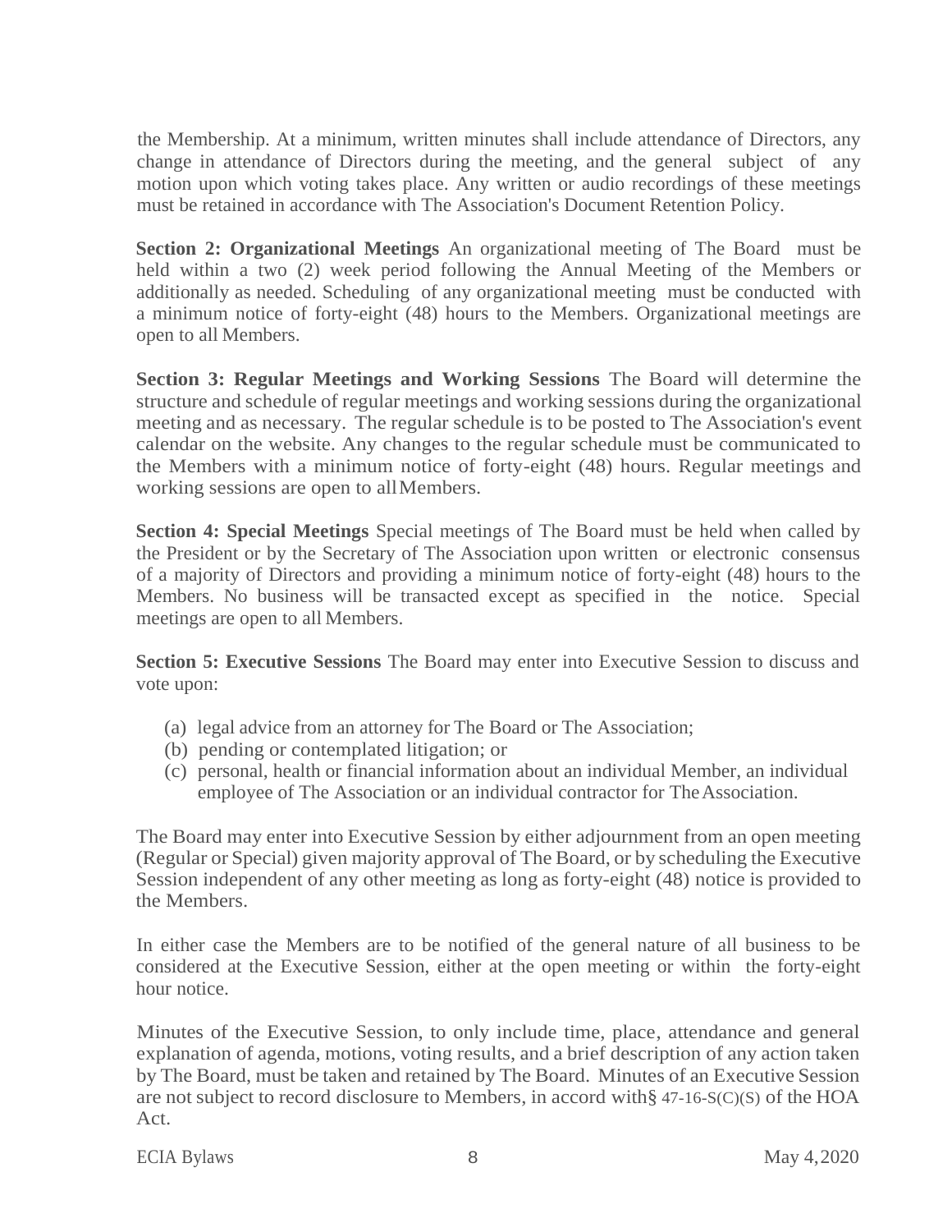the Membership. At a minimum, written minutes shall include attendance of Directors, any change in attendance of Directors during the meeting, and the general subject of any motion upon which voting takes place. Any written or audio recordings of these meetings must be retained in accordance with The Association's Document Retention Policy.

**Section 2: Organizational Meetings** An organizational meeting of The Board must be held within a two (2) week period following the Annual Meeting of the Members or additionally as needed. Scheduling of any organizational meeting must be conducted with a minimum notice of forty-eight (48) hours to the Members. Organizational meetings are open to all Members.

**Section 3: Regular Meetings and Working Sessions** The Board will determine the structure and schedule of regular meetings and working sessions during the organizational meeting and as necessary. The regular schedule is to be posted to The Association's event calendar on the website. Any changes to the regular schedule must be communicated to the Members with a minimum notice of forty-eight (48) hours. Regular meetings and working sessions are open to all Members.

**Section 4: Special Meetings** Special meetings of The Board must be held when called by the President or by the Secretary of The Association upon written or electronic consensus of a majority of Directors and providing a minimum notice of forty-eight (48) hours to the Members. No business will be transacted except as specified in the notice. Special meetings are open to all Members.

**Section 5: Executive Sessions** The Board may enter into Executive Session to discuss and vote upon:

(a) legal advice from an attorney for The Board or The Association;
(b) pending or contemplated litigation; or
(c) personal, health or financial information about an individual Member, an individual employee of The Association or an individual contractor for The Association.

The Board may enter into Executive Session by either adjournment from an open meeting (Regular or Special) given majority approval of The Board, or by scheduling the Executive Session independent of any other meeting as long as forty-eight (48) notice is provided to the Members.

In either case the Members are to be notified of the general nature of all business to be considered at the Executive Session, either at the open meeting or within the forty-eight hour notice.

Minutes of the Executive Session, to only include time, place, attendance and general explanation of agenda, motions, voting results, and a brief description of any action taken by The Board, must be taken and retained by The Board. Minutes of an Executive Session are not subject to record disclosure to Members, in accord with§ 47-16-S(C)(S) of the HOA Act.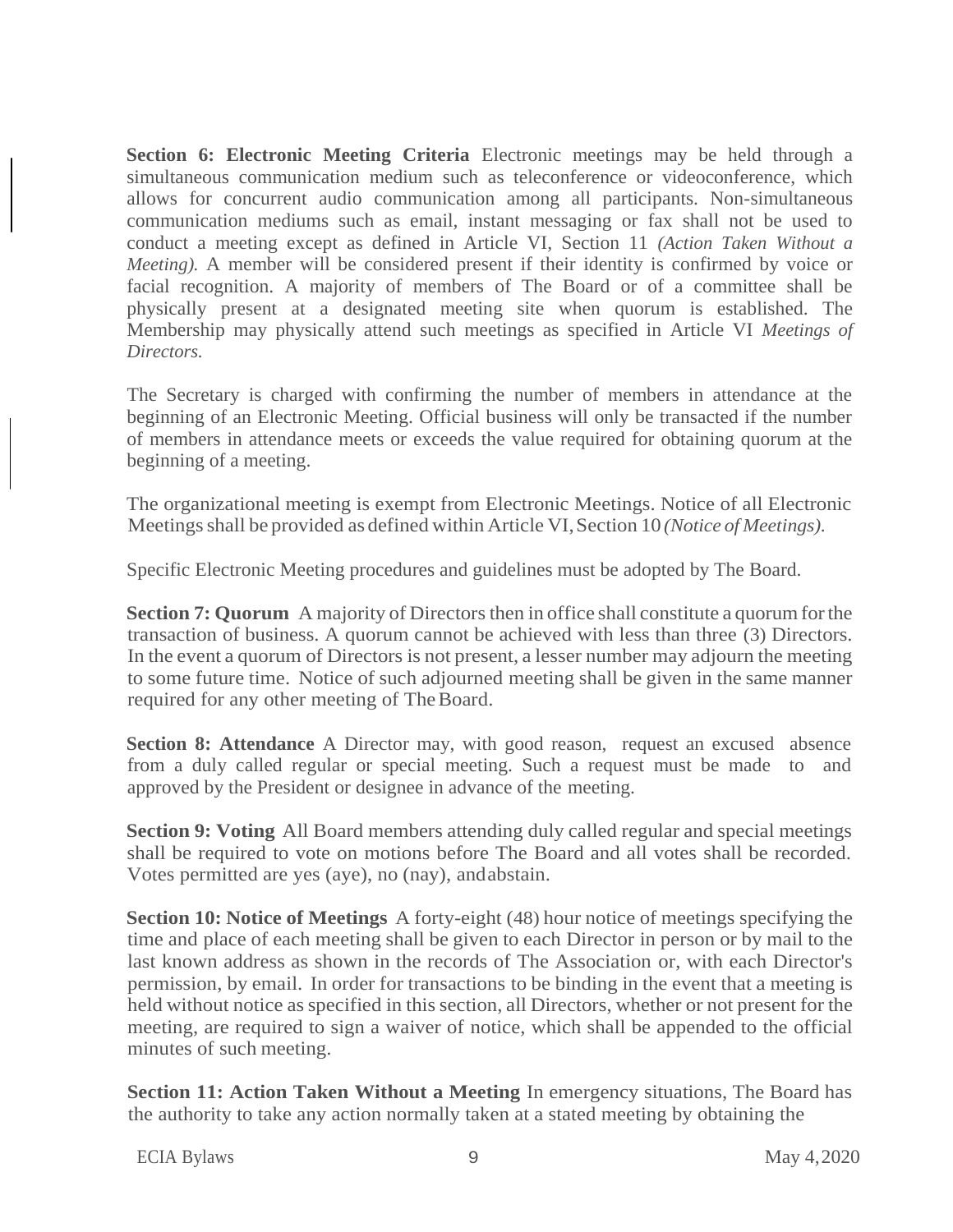**Section 6: Electronic Meeting Criteria** Electronic meetings may be held through a simultaneous communication medium such as teleconference or videoconference, which allows for concurrent audio communication among all participants. Non-simultaneous communication mediums such as email, instant messaging or fax shall not be used to conduct a meeting except as defined in Article VI, Section 11 *(Action Taken Without a Meeting).* A member will be considered present if their identity is confirmed by voice or facial recognition. A majority of members of The Board or of a committee shall be physically present at a designated meeting site when quorum is established. The Membership may physically attend such meetings as specified in Article VI *Meetings of Directors.*

The Secretary is charged with confirming the number of members in attendance at the beginning of an Electronic Meeting. Official business will only be transacted if the number of members in attendance meets or exceeds the value required for obtaining quorum at the beginning of a meeting.

The organizational meeting is exempt from Electronic Meetings. Notice of all Electronic Meetings shall be provided as defined within Article VI, Section 10 *(Notice of Meetings).*

Specific Electronic Meeting procedures and guidelines must be adopted by The Board.

**Section 7: Quorum** A majority of Directors then in office shall constitute a quorum for the transaction of business. A quorum cannot be achieved with less than three (3) Directors. In the event a quorum of Directors is not present, a lesser number may adjourn the meeting to some future time. Notice of such adjourned meeting shall be given in the same manner required for any other meeting of The Board.

**Section 8: Attendance** A Director may, with good reason, request an excused absence from a duly called regular or special meeting. Such a request must be made to and approved by the President or designee in advance of the meeting.

**Section 9: Voting** All Board members attending duly called regular and special meetings shall be required to vote on motions before The Board and all votes shall be recorded. Votes permitted are yes (aye), no (nay), and abstain.

**Section 10: Notice of Meetings** A forty-eight (48) hour notice of meetings specifying the time and place of each meeting shall be given to each Director in person or by mail to the last known address as shown in the records of The Association or, with each Director's permission, by email. In order for transactions to be binding in the event that a meeting is held without notice as specified in this section, all Directors, whether or not present for the meeting, are required to sign a waiver of notice, which shall be appended to the official minutes of such meeting.

**Section 11: Action Taken Without a Meeting** In emergency situations, The Board has the authority to take any action normally taken at a stated meeting by obtaining the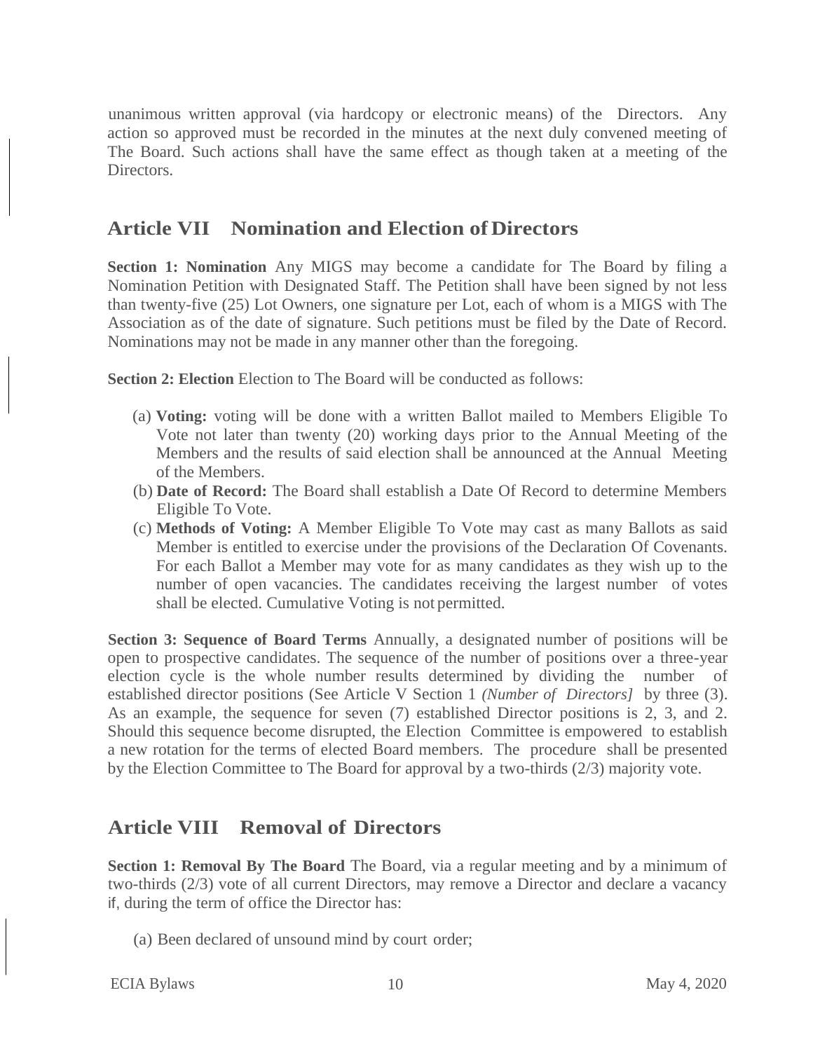unanimous written approval (via hardcopy or electronic means) of the Directors. Any action so approved must be recorded in the minutes at the next duly convened meeting of The Board. Such actions shall have the same effect as though taken at a meeting of the Directors.

## Article VII Nomination and Election of Directors

**Section 1: Nomination** Any MIGS may become a candidate for The Board by filing a Nomination Petition with Designated Staff. The Petition shall have been signed by not less than twenty-five (25) Lot Owners, one signature per Lot, each of whom is a MIGS with The Association as of the date of signature. Such petitions must be filed by the Date of Record. Nominations may not be made in any manner other than the foregoing.

**Section 2: Election** Election to The Board will be conducted as follows:

(a) **Voting:** voting will be done with a written Ballot mailed to Members Eligible To Vote not later than twenty (20) working days prior to the Annual Meeting of the Members and the results of said election shall be announced at the Annual Meeting of the Members.

(b) **Date of Record:** The Board shall establish a Date Of Record to determine Members Eligible To Vote.

(c) **Methods of Voting:** A Member Eligible To Vote may cast as many Ballots as said Member is entitled to exercise under the provisions of the Declaration Of Covenants. For each Ballot a Member may vote for as many candidates as they wish up to the number of open vacancies. The candidates receiving the largest number of votes shall be elected. Cumulative Voting is not permitted.

**Section 3: Sequence of Board Terms** Annually, a designated number of positions will be open to prospective candidates. The sequence of the number of positions over a three-year election cycle is the whole number results determined by dividing the number of established director positions (See Article V Section 1 *(Number of Directors]* by three (3). As an example, the sequence for seven (7) established Director positions is 2, 3, and 2. Should this sequence become disrupted, the Election Committee is empowered to establish a new rotation for the terms of elected Board members. The procedure shall be presented by the Election Committee to The Board for approval by a two-thirds (2/3) majority vote.

## Article VIII Removal of Directors

**Section 1: Removal By The Board** The Board, via a regular meeting and by a minimum of two-thirds (2/3) vote of all current Directors, may remove a Director and declare a vacancy if, during the term of office the Director has:

(a) Been declared of unsound mind by court order;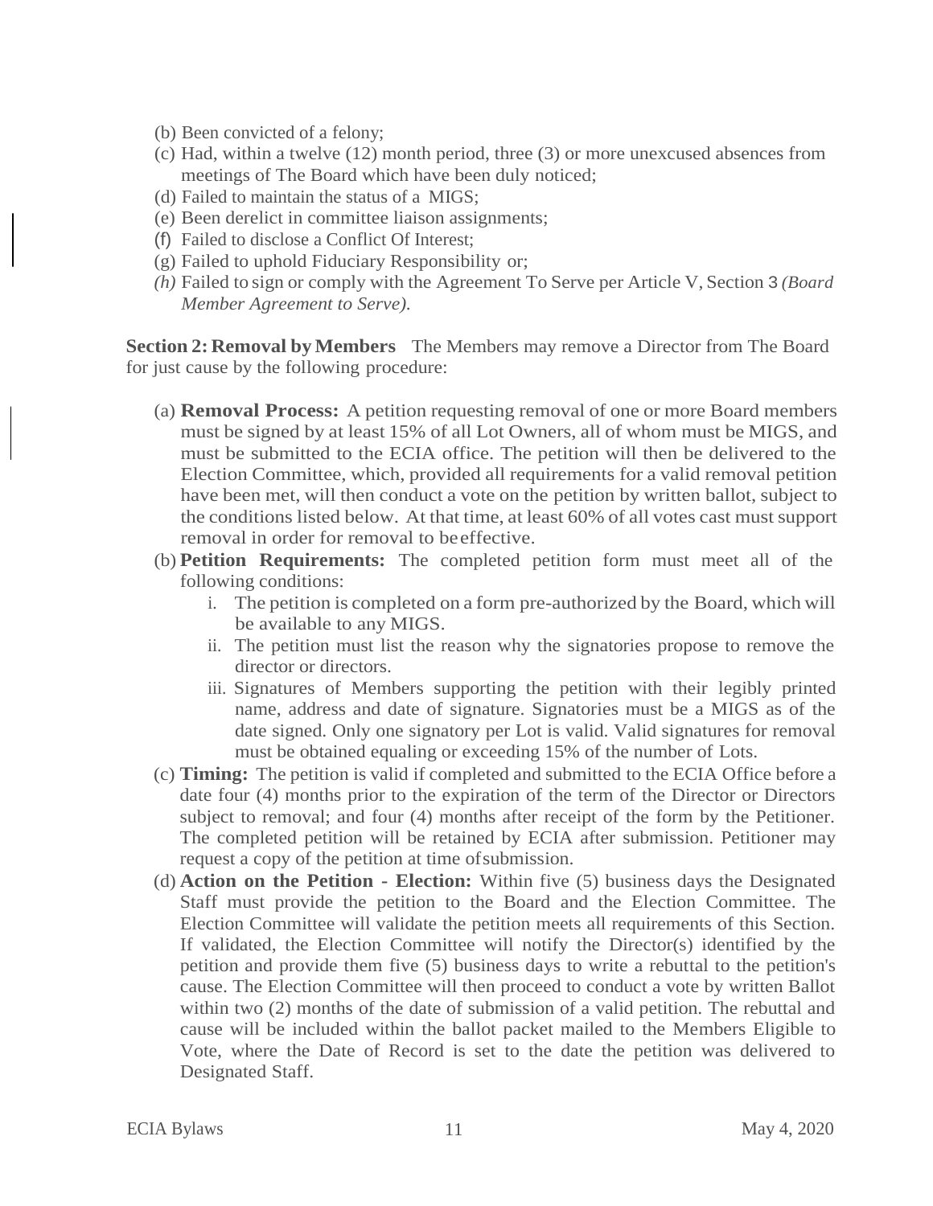(b) Been convicted of a felony;
(c) Had, within a twelve (12) month period, three (3) or more unexcused absences from meetings of The Board which have been duly noticed;
(d) Failed to maintain the status of a MIGS;
(e) Been derelict in committee liaison assignments;
(f) Failed to disclose a Conflict Of Interest;
(g) Failed to uphold Fiduciary Responsibility or;
*(h)* Failed to sign or comply with the Agreement To Serve per Article V, Section 3 *(Board Member Agreement to Serve).*

**Section 2: Removal by Members** The Members may remove a Director from The Board for just cause by the following procedure:

(a) **Removal Process:** A petition requesting removal of one or more Board members must be signed by at least 15% of all Lot Owners, all of whom must be MIGS, and must be submitted to the ECIA office. The petition will then be delivered to the Election Committee, which, provided all requirements for a valid removal petition have been met, will then conduct a vote on the petition by written ballot, subject to the conditions listed below. At that time, at least 60% of all votes cast must support removal in order for removal to be effective.

(b) **Petition Requirements:** The completed petition form must meet all of the following conditions:

   i. The petition is completed on a form pre-authorized by the Board, which will be available to any MIGS.

   ii. The petition must list the reason why the signatories propose to remove the director or directors.

   iii. Signatures of Members supporting the petition with their legibly printed name, address and date of signature. Signatories must be a MIGS as of the date signed. Only one signatory per Lot is valid. Valid signatures for removal must be obtained equaling or exceeding 15% of the number of Lots.

(c) **Timing:** The petition is valid if completed and submitted to the ECIA Office before a date four (4) months prior to the expiration of the term of the Director or Directors subject to removal; and four (4) months after receipt of the form by the Petitioner. The completed petition will be retained by ECIA after submission. Petitioner may request a copy of the petition at time of submission.

(d) **Action on the Petition - Election:** Within five (5) business days the Designated Staff must provide the petition to the Board and the Election Committee. The Election Committee will validate the petition meets all requirements of this Section. If validated, the Election Committee will notify the Director(s) identified by the petition and provide them five (5) business days to write a rebuttal to the petition's cause. The Election Committee will then proceed to conduct a vote by written Ballot within two (2) months of the date of submission of a valid petition. The rebuttal and cause will be included within the ballot packet mailed to the Members Eligible to Vote, where the Date of Record is set to the date the petition was delivered to Designated Staff.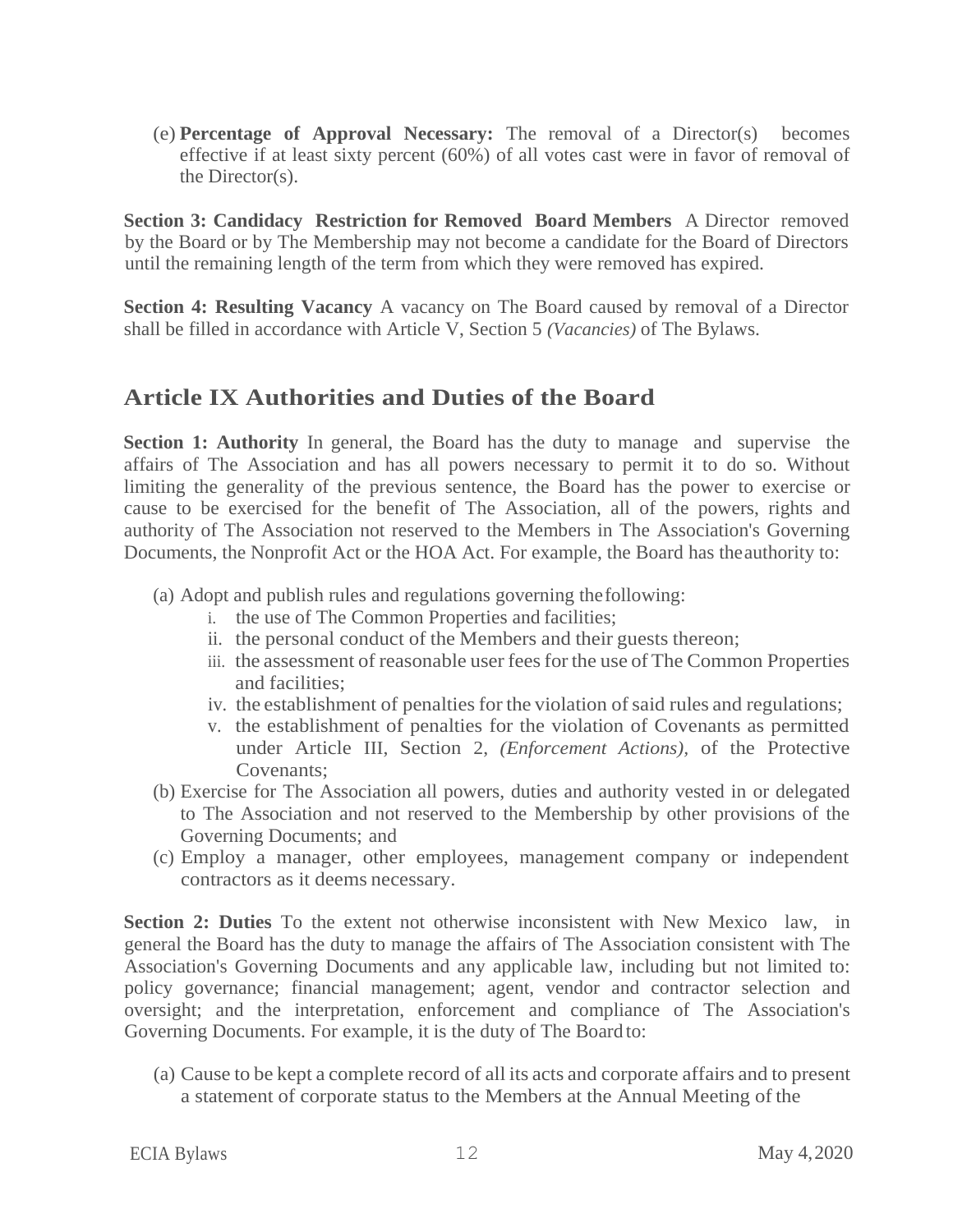(e) **Percentage of Approval Necessary:** The removal of a Director(s) becomes effective if at least sixty percent (60%) of all votes cast were in favor of removal of the Director(s).

**Section 3: Candidacy Restriction for Removed Board Members** A Director removed by the Board or by The Membership may not become a candidate for the Board of Directors until the remaining length of the term from which they were removed has expired.

**Section 4: Resulting Vacancy** A vacancy on The Board caused by removal of a Director shall be filled in accordance with Article V, Section 5 *(Vacancies)* of The Bylaws.

## Article IX Authorities and Duties of the Board

**Section 1: Authority** In general, the Board has the duty to manage and supervise the affairs of The Association and has all powers necessary to permit it to do so. Without limiting the generality of the previous sentence, the Board has the power to exercise or cause to be exercised for the benefit of The Association, all of the powers, rights and authority of The Association not reserved to the Members in The Association's Governing Documents, the Nonprofit Act or the HOA Act. For example, the Board has the authority to:

(a) Adopt and publish rules and regulations governing the following:
   i. the use of The Common Properties and facilities;
   ii. the personal conduct of the Members and their guests thereon;
   iii. the assessment of reasonable user fees for the use of The Common Properties and facilities;
   iv. the establishment of penalties for the violation of said rules and regulations;
   v. the establishment of penalties for the violation of Covenants as permitted under Article III, Section 2, *(Enforcement Actions)*, of the Protective Covenants;

(b) Exercise for The Association all powers, duties and authority vested in or delegated to The Association and not reserved to the Membership by other provisions of the Governing Documents; and

(c) Employ a manager, other employees, management company or independent contractors as it deems necessary.

**Section 2: Duties** To the extent not otherwise inconsistent with New Mexico law, in general the Board has the duty to manage the affairs of The Association consistent with The Association's Governing Documents and any applicable law, including but not limited to: policy governance; financial management; agent, vendor and contractor selection and oversight; and the interpretation, enforcement and compliance of The Association's Governing Documents. For example, it is the duty of The Board to:

(a) Cause to be kept a complete record of all its acts and corporate affairs and to present a statement of corporate status to the Members at the Annual Meeting of the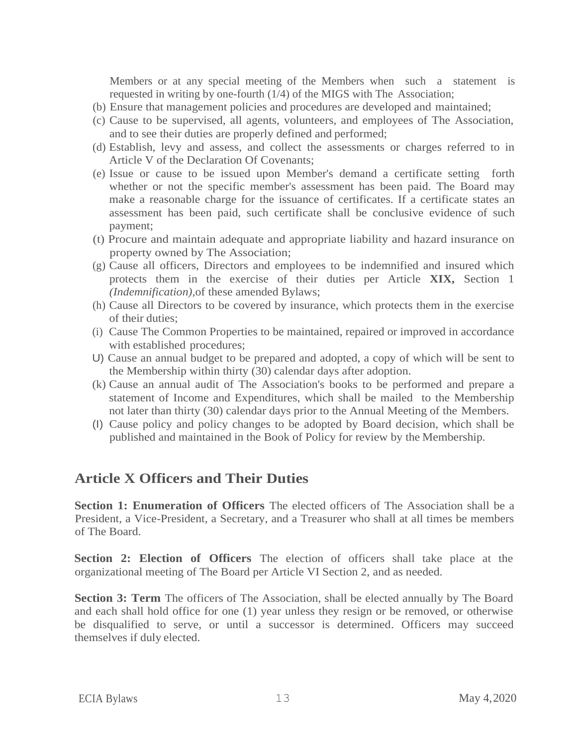Members or at any special meeting of the Members when such a statement is requested in writing by one-fourth (1/4) of the MIGS with The Association;

(b) Ensure that management policies and procedures are developed and maintained;

(c) Cause to be supervised, all agents, volunteers, and employees of The Association, and to see their duties are properly defined and performed;

(d) Establish, levy and assess, and collect the assessments or charges referred to in Article V of the Declaration Of Covenants;

(e) Issue or cause to be issued upon Member's demand a certificate setting forth whether or not the specific member's assessment has been paid. The Board may make a reasonable charge for the issuance of certificates. If a certificate states an assessment has been paid, such certificate shall be conclusive evidence of such payment;

(t) Procure and maintain adequate and appropriate liability and hazard insurance on property owned by The Association;

(g) Cause all officers, Directors and employees to be indemnified and insured which protects them in the exercise of their duties per Article **XIX,** Section 1 *(Indemnification),*of these amended Bylaws;

(h) Cause all Directors to be covered by insurance, which protects them in the exercise of their duties;

(i) Cause The Common Properties to be maintained, repaired or improved in accordance with established procedures;

U) Cause an annual budget to be prepared and adopted, a copy of which will be sent to the Membership within thirty (30) calendar days after adoption.

(k) Cause an annual audit of The Association's books to be performed and prepare a statement of Income and Expenditures, which shall be mailed to the Membership not later than thirty (30) calendar days prior to the Annual Meeting of the Members.

(l) Cause policy and policy changes to be adopted by Board decision, which shall be published and maintained in the Book of Policy for review by the Membership.

## Article X Officers and Their Duties

**Section 1: Enumeration of Officers** The elected officers of The Association shall be a President, a Vice-President, a Secretary, and a Treasurer who shall at all times be members of The Board.

**Section 2: Election of Officers** The election of officers shall take place at the organizational meeting of The Board per Article VI Section 2, and as needed.

**Section 3: Term** The officers of The Association, shall be elected annually by The Board and each shall hold office for one (1) year unless they resign or be removed, or otherwise be disqualified to serve, or until a successor is determined. Officers may succeed themselves if duly elected.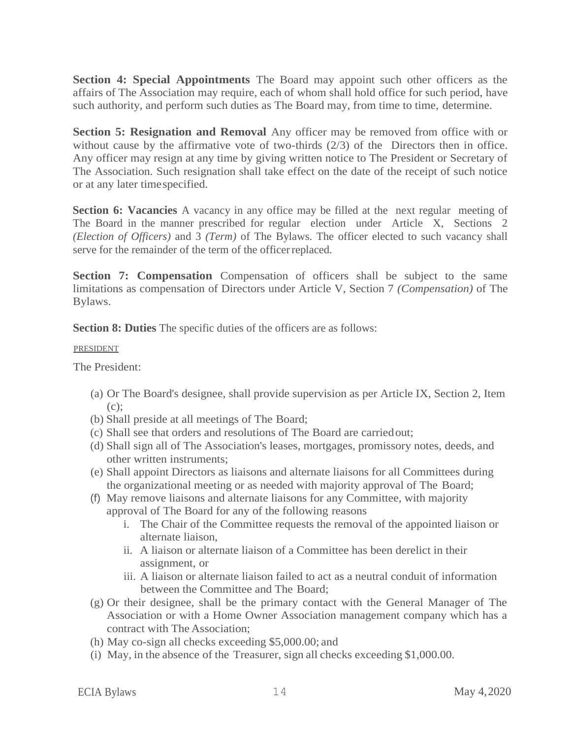**Section 4: Special Appointments** The Board may appoint such other officers as the affairs of The Association may require, each of whom shall hold office for such period, have such authority, and perform such duties as The Board may, from time to time, determine.

**Section 5: Resignation and Removal** Any officer may be removed from office with or without cause by the affirmative vote of two-thirds (2/3) of the Directors then in office. Any officer may resign at any time by giving written notice to The President or Secretary of The Association. Such resignation shall take effect on the date of the receipt of such notice or at any later time specified.

**Section 6: Vacancies** A vacancy in any office may be filled at the next regular meeting of The Board in the manner prescribed for regular election under Article X, Sections 2 *(Election of Officers)* and 3 *(Term)* of The Bylaws. The officer elected to such vacancy shall serve for the remainder of the term of the officer replaced.

**Section 7: Compensation** Compensation of officers shall be subject to the same limitations as compensation of Directors under Article V, Section 7 *(Compensation)* of The Bylaws.

**Section 8: Duties** The specific duties of the officers are as follows:

PRESIDENT

The President:

(a) Or The Board's designee, shall provide supervision as per Article IX, Section 2, Item (c);
(b) Shall preside at all meetings of The Board;
(c) Shall see that orders and resolutions of The Board are carried out;
(d) Shall sign all of The Association's leases, mortgages, promissory notes, deeds, and other written instruments;
(e) Shall appoint Directors as liaisons and alternate liaisons for all Committees during the organizational meeting or as needed with majority approval of The Board;
(f) May remove liaisons and alternate liaisons for any Committee, with majority approval of The Board for any of the following reasons
  - i. The Chair of the Committee requests the removal of the appointed liaison or alternate liaison,
  - ii. A liaison or alternate liaison of a Committee has been derelict in their assignment, or
  - iii. A liaison or alternate liaison failed to act as a neutral conduit of information between the Committee and The Board;

(g) Or their designee, shall be the primary contact with the General Manager of The Association or with a Home Owner Association management company which has a contract with The Association;
(h) May co-sign all checks exceeding $5,000.00; and
(i) May, in the absence of the Treasurer, sign all checks exceeding $1,000.00.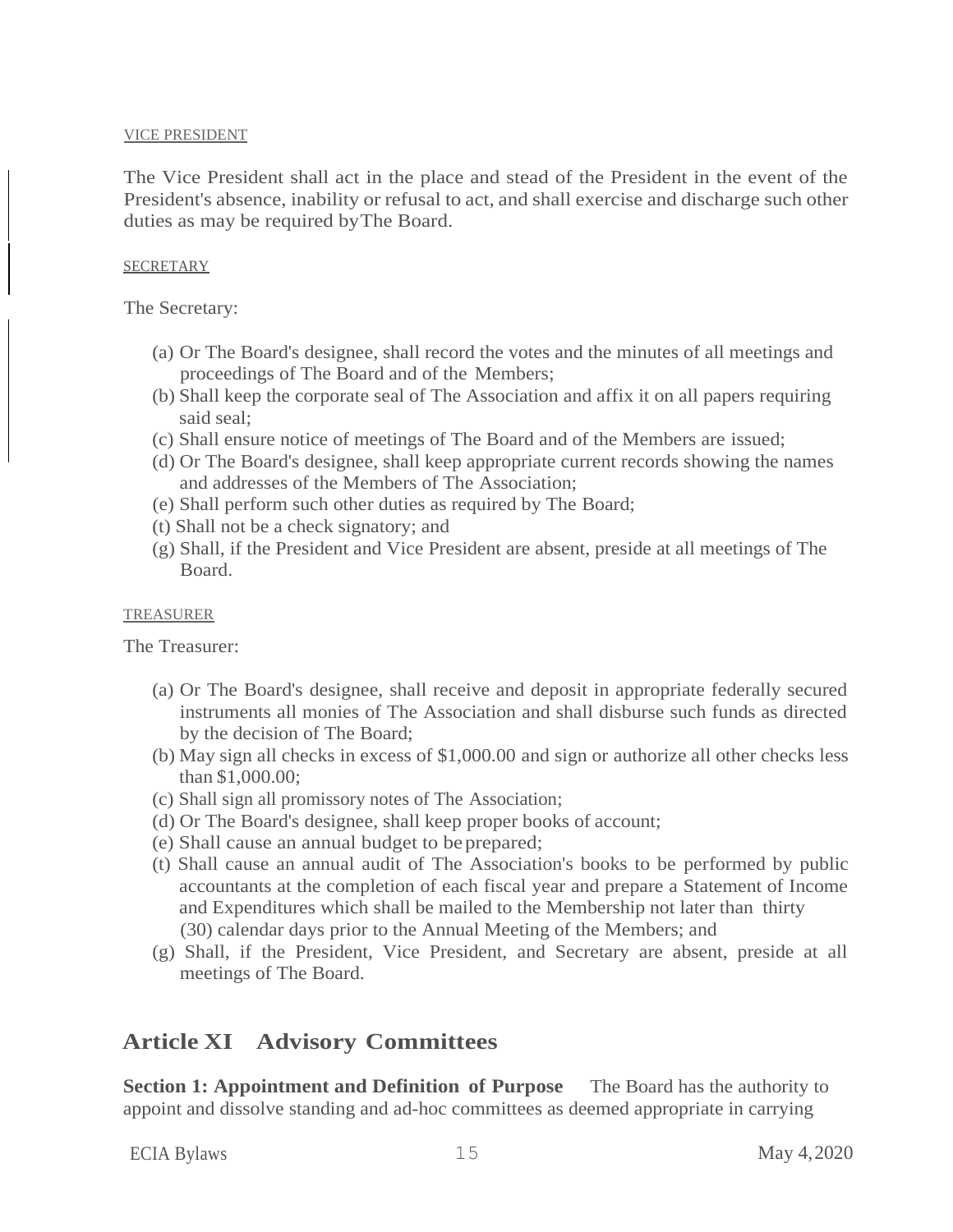VICE PRESIDENT

The Vice President shall act in the place and stead of the President in the event of the President's absence, inability or refusal to act, and shall exercise and discharge such other duties as may be required by The Board.

SECRETARY

The Secretary:

(a) Or The Board's designee, shall record the votes and the minutes of all meetings and proceedings of The Board and of the Members;
(b) Shall keep the corporate seal of The Association and affix it on all papers requiring said seal;
(c) Shall ensure notice of meetings of The Board and of the Members are issued;
(d) Or The Board's designee, shall keep appropriate current records showing the names and addresses of the Members of The Association;
(e) Shall perform such other duties as required by The Board;
(t) Shall not be a check signatory; and
(g) Shall, if the President and Vice President are absent, preside at all meetings of The Board.

TREASURER

The Treasurer:

(a) Or The Board's designee, shall receive and deposit in appropriate federally secured instruments all monies of The Association and shall disburse such funds as directed by the decision of The Board;
(b) May sign all checks in excess of $1,000.00 and sign or authorize all other checks less than $1,000.00;
(c) Shall sign all promissory notes of The Association;
(d) Or The Board's designee, shall keep proper books of account;
(e) Shall cause an annual budget to be prepared;
(t) Shall cause an annual audit of The Association's books to be performed by public accountants at the completion of each fiscal year and prepare a Statement of Income and Expenditures which shall be mailed to the Membership not later than thirty (30) calendar days prior to the Annual Meeting of the Members; and
(g) Shall, if the President, Vice President, and Secretary are absent, preside at all meetings of The Board.

## Article XI Advisory Committees

**Section 1: Appointment and Definition of Purpose** The Board has the authority to appoint and dissolve standing and ad-hoc committees as deemed appropriate in carrying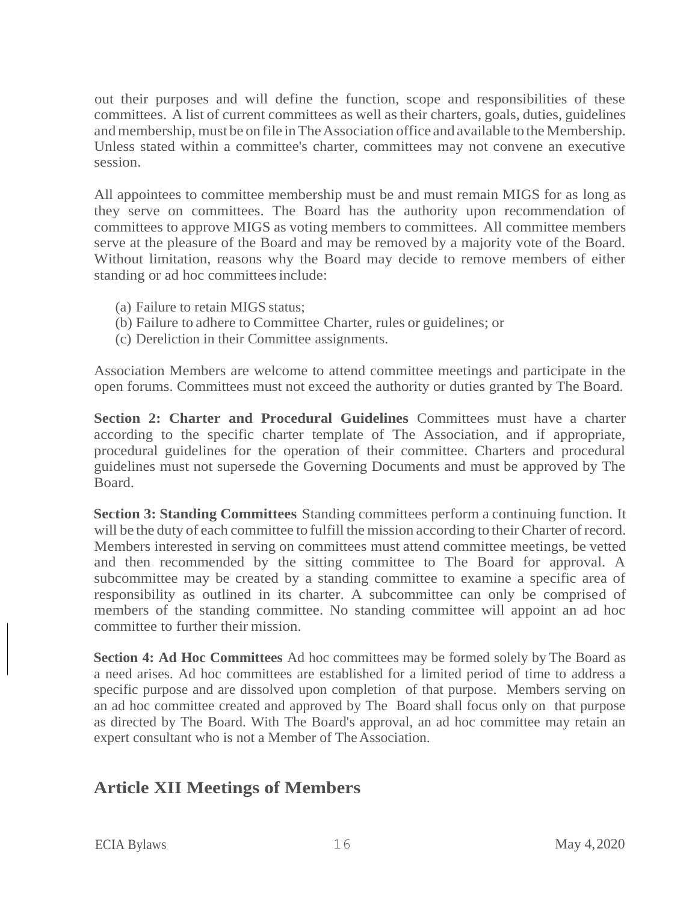out their purposes and will define the function, scope and responsibilities of these committees. A list of current committees as well as their charters, goals, duties, guidelines and membership, must be on file in The Association office and available to the Membership. Unless stated within a committee's charter, committees may not convene an executive session.

All appointees to committee membership must be and must remain MIGS for as long as they serve on committees. The Board has the authority upon recommendation of committees to approve MIGS as voting members to committees. All committee members serve at the pleasure of the Board and may be removed by a majority vote of the Board. Without limitation, reasons why the Board may decide to remove members of either standing or ad hoc committees include:

(a) Failure to retain MIGS status;
(b) Failure to adhere to Committee Charter, rules or guidelines; or
(c) Dereliction in their Committee assignments.

Association Members are welcome to attend committee meetings and participate in the open forums. Committees must not exceed the authority or duties granted by The Board.

**Section 2: Charter and Procedural Guidelines** Committees must have a charter according to the specific charter template of The Association, and if appropriate, procedural guidelines for the operation of their committee. Charters and procedural guidelines must not supersede the Governing Documents and must be approved by The Board.

**Section 3: Standing Committees** Standing committees perform a continuing function. It will be the duty of each committee to fulfill the mission according to their Charter of record. Members interested in serving on committees must attend committee meetings, be vetted and then recommended by the sitting committee to The Board for approval. A subcommittee may be created by a standing committee to examine a specific area of responsibility as outlined in its charter. A subcommittee can only be comprised of members of the standing committee. No standing committee will appoint an ad hoc committee to further their mission.

**Section 4: Ad Hoc Committees** Ad hoc committees may be formed solely by The Board as a need arises. Ad hoc committees are established for a limited period of time to address a specific purpose and are dissolved upon completion of that purpose. Members serving on an ad hoc committee created and approved by The Board shall focus only on that purpose as directed by The Board. With The Board's approval, an ad hoc committee may retain an expert consultant who is not a Member of The Association.

## Article XII Meetings of Members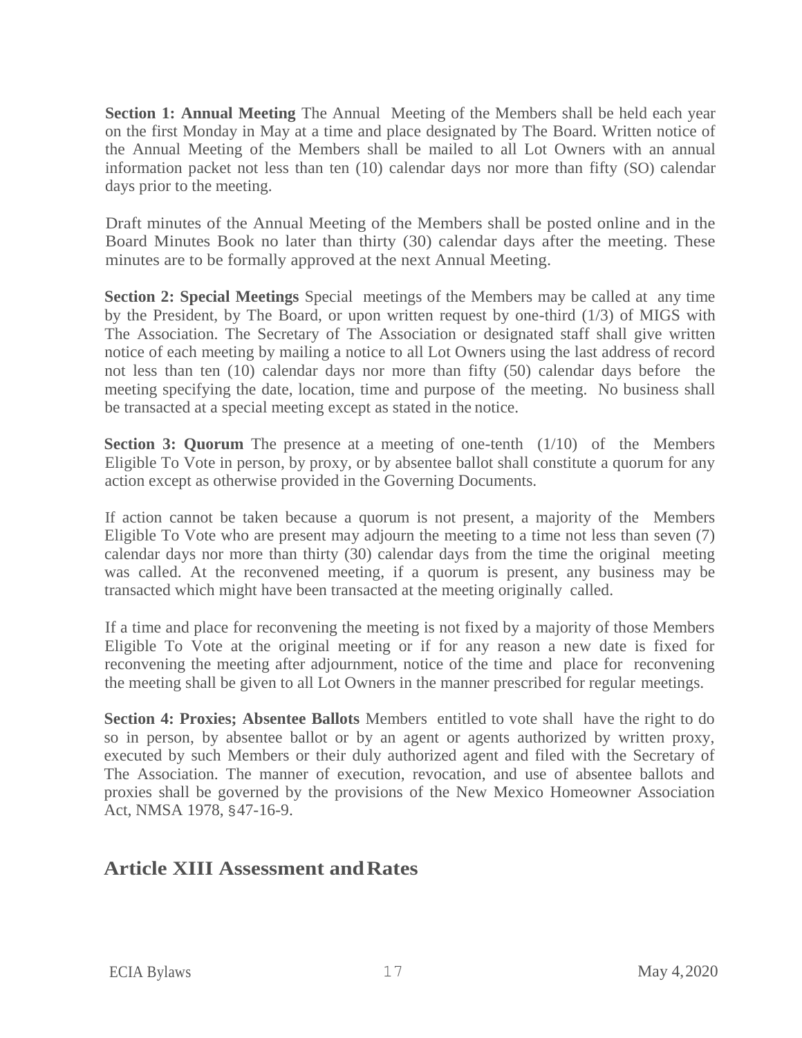**Section 1: Annual Meeting** The Annual Meeting of the Members shall be held each year on the first Monday in May at a time and place designated by The Board. Written notice of the Annual Meeting of the Members shall be mailed to all Lot Owners with an annual information packet not less than ten (10) calendar days nor more than fifty (SO) calendar days prior to the meeting.

Draft minutes of the Annual Meeting of the Members shall be posted online and in the Board Minutes Book no later than thirty (30) calendar days after the meeting. These minutes are to be formally approved at the next Annual Meeting.

**Section 2: Special Meetings** Special meetings of the Members may be called at any time by the President, by The Board, or upon written request by one-third (1/3) of MIGS with The Association. The Secretary of The Association or designated staff shall give written notice of each meeting by mailing a notice to all Lot Owners using the last address of record not less than ten (10) calendar days nor more than fifty (50) calendar days before the meeting specifying the date, location, time and purpose of the meeting. No business shall be transacted at a special meeting except as stated in the notice.

**Section 3: Quorum** The presence at a meeting of one-tenth (1/10) of the Members Eligible To Vote in person, by proxy, or by absentee ballot shall constitute a quorum for any action except as otherwise provided in the Governing Documents.

If action cannot be taken because a quorum is not present, a majority of the Members Eligible To Vote who are present may adjourn the meeting to a time not less than seven (7) calendar days nor more than thirty (30) calendar days from the time the original meeting was called. At the reconvened meeting, if a quorum is present, any business may be transacted which might have been transacted at the meeting originally called.

If a time and place for reconvening the meeting is not fixed by a majority of those Members Eligible To Vote at the original meeting or if for any reason a new date is fixed for reconvening the meeting after adjournment, notice of the time and place for reconvening the meeting shall be given to all Lot Owners in the manner prescribed for regular meetings.

**Section 4: Proxies; Absentee Ballots** Members entitled to vote shall have the right to do so in person, by absentee ballot or by an agent or agents authorized by written proxy, executed by such Members or their duly authorized agent and filed with the Secretary of The Association. The manner of execution, revocation, and use of absentee ballots and proxies shall be governed by the provisions of the New Mexico Homeowner Association Act, NMSA 1978, §47-16-9.

## Article XIII Assessment and Rates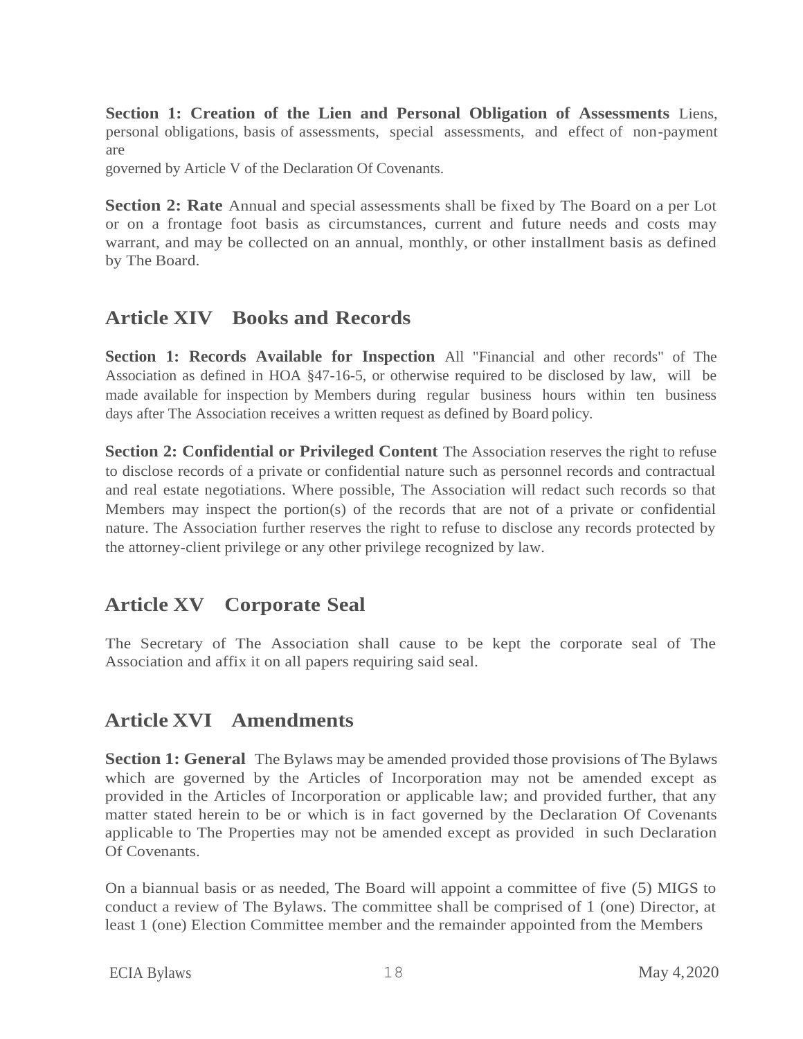**Section 1: Creation of the Lien and Personal Obligation of Assessments** Liens, personal obligations, basis of assessments, special assessments, and effect of non-payment are governed by Article V of the Declaration Of Covenants.

**Section 2: Rate** Annual and special assessments shall be fixed by The Board on a per Lot or on a frontage foot basis as circumstances, current and future needs and costs may warrant, and may be collected on an annual, monthly, or other installment basis as defined by The Board.

## Article XIV Books and Records

**Section 1: Records Available for Inspection** All "Financial and other records" of The Association as defined in HOA §47-16-5, or otherwise required to be disclosed by law, will be made available for inspection by Members during regular business hours within ten business days after The Association receives a written request as defined by Board policy.

**Section 2: Confidential or Privileged Content** The Association reserves the right to refuse to disclose records of a private or confidential nature such as personnel records and contractual and real estate negotiations. Where possible, The Association will redact such records so that Members may inspect the portion(s) of the records that are not of a private or confidential nature. The Association further reserves the right to refuse to disclose any records protected by the attorney-client privilege or any other privilege recognized by law.

## Article XV Corporate Seal

The Secretary of The Association shall cause to be kept the corporate seal of The Association and affix it on all papers requiring said seal.

## Article XVI Amendments

**Section 1: General** The Bylaws may be amended provided those provisions of The Bylaws which are governed by the Articles of Incorporation may not be amended except as provided in the Articles of Incorporation or applicable law; and provided further, that any matter stated herein to be or which is in fact governed by the Declaration Of Covenants applicable to The Properties may not be amended except as provided in such Declaration Of Covenants.

On a biannual basis or as needed, The Board will appoint a committee of five (5) MIGS to conduct a review of The Bylaws. The committee shall be comprised of 1 (one) Director, at least 1 (one) Election Committee member and the remainder appointed from the Members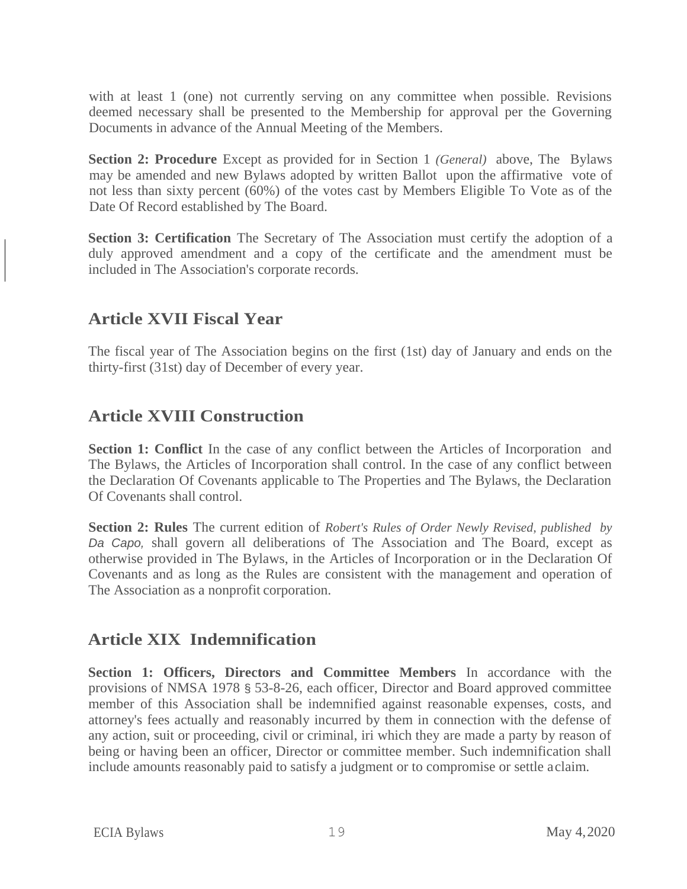with at least 1 (one) not currently serving on any committee when possible. Revisions deemed necessary shall be presented to the Membership for approval per the Governing Documents in advance of the Annual Meeting of the Members.

**Section 2: Procedure** Except as provided for in Section 1 *(General)* above, The Bylaws may be amended and new Bylaws adopted by written Ballot upon the affirmative vote of not less than sixty percent (60%) of the votes cast by Members Eligible To Vote as of the Date Of Record established by The Board.

**Section 3: Certification** The Secretary of The Association must certify the adoption of a duly approved amendment and a copy of the certificate and the amendment must be included in The Association's corporate records.

## Article XVII Fiscal Year

The fiscal year of The Association begins on the first (1st) day of January and ends on the thirty-first (31st) day of December of every year.

## Article XVIII Construction

**Section 1: Conflict** In the case of any conflict between the Articles of Incorporation and The Bylaws, the Articles of Incorporation shall control. In the case of any conflict between the Declaration Of Covenants applicable to The Properties and The Bylaws, the Declaration Of Covenants shall control.

**Section 2: Rules** The current edition of *Robert's Rules of Order Newly Revised, published by Da Capo,* shall govern all deliberations of The Association and The Board, except as otherwise provided in The Bylaws, in the Articles of Incorporation or in the Declaration Of Covenants and as long as the Rules are consistent with the management and operation of The Association as a nonprofit corporation.

## Article XIX Indemnification

**Section 1: Officers, Directors and Committee Members** In accordance with the provisions of NMSA 1978 § 53-8-26, each officer, Director and Board approved committee member of this Association shall be indemnified against reasonable expenses, costs, and attorney's fees actually and reasonably incurred by them in connection with the defense of any action, suit or proceeding, civil or criminal, iri which they are made a party by reason of being or having been an officer, Director or committee member. Such indemnification shall include amounts reasonably paid to satisfy a judgment or to compromise or settle a claim.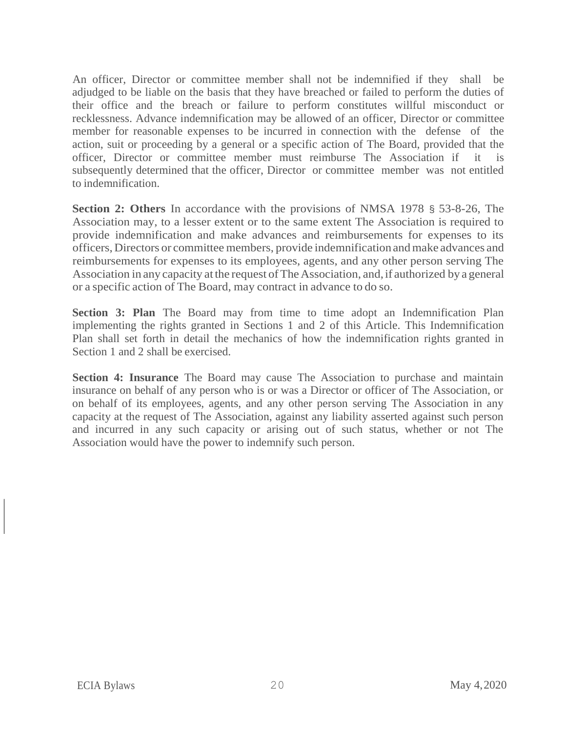An officer, Director or committee member shall not be indemnified if they shall be adjudged to be liable on the basis that they have breached or failed to perform the duties of their office and the breach or failure to perform constitutes willful misconduct or recklessness. Advance indemnification may be allowed of an officer, Director or committee member for reasonable expenses to be incurred in connection with the defense of the action, suit or proceeding by a general or a specific action of The Board, provided that the officer, Director or committee member must reimburse The Association if it is subsequently determined that the officer, Director or committee member was not entitled to indemnification.

**Section 2: Others** In accordance with the provisions of NMSA 1978 § 53-8-26, The Association may, to a lesser extent or to the same extent The Association is required to provide indemnification and make advances and reimbursements for expenses to its officers, Directors or committee members, provide indemnification and make advances and reimbursements for expenses to its employees, agents, and any other person serving The Association in any capacity at the request of The Association, and, if authorized by a general or a specific action of The Board, may contract in advance to do so.

**Section 3: Plan** The Board may from time to time adopt an Indemnification Plan implementing the rights granted in Sections 1 and 2 of this Article. This Indemnification Plan shall set forth in detail the mechanics of how the indemnification rights granted in Section 1 and 2 shall be exercised.

**Section 4: Insurance** The Board may cause The Association to purchase and maintain insurance on behalf of any person who is or was a Director or officer of The Association, or on behalf of its employees, agents, and any other person serving The Association in any capacity at the request of The Association, against any liability asserted against such person and incurred in any such capacity or arising out of such status, whether or not The Association would have the power to indemnify such person.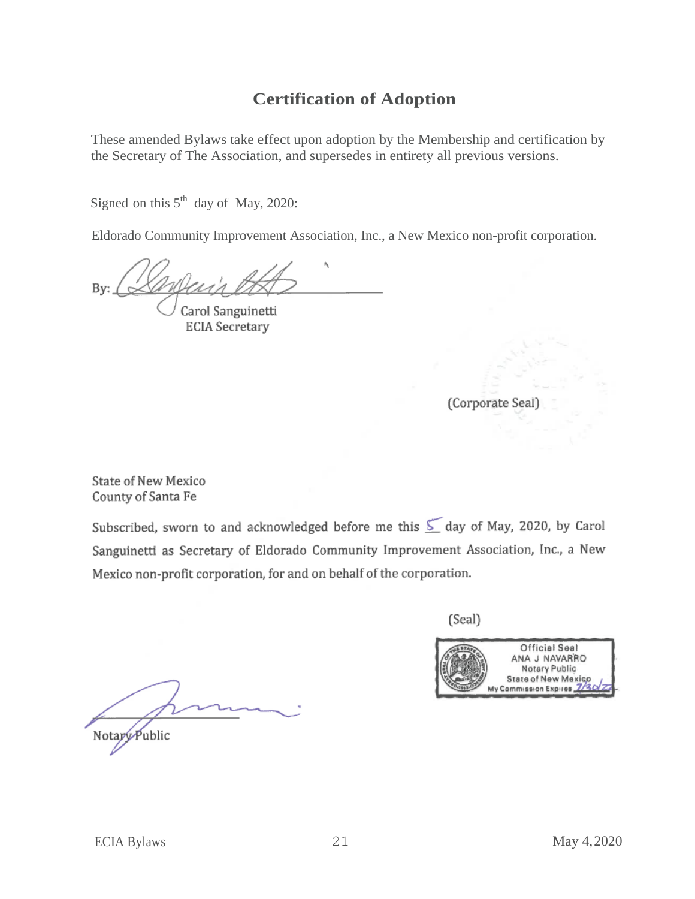# Certification of Adoption

These amended Bylaws take effect upon adoption by the Membership and certification by the Secretary of The Association, and supersedes in entirety all previous versions.

Signed on this 5th day of May, 2020:

Eldorado Community Improvement Association, Inc., a New Mexico non-profit corporation.

By: ______________________________

Carol Sanguinetti
ECIA Secretary

(Corporate Seal)

State of New Mexico
County of Santa Fe

Subscribed, sworn to and acknowledged before me this 5 day of May, 2020, by Carol Sanguinetti as Secretary of Eldorado Community Improvement Association, Inc., a New Mexico non-profit corporation, for and on behalf of the corporation.

(Seal)

Official Seal
ANA J NAVARRO
Notary Public
State of New Mexico
My Commission Expires 7/30/22

______________________________
Notary Public